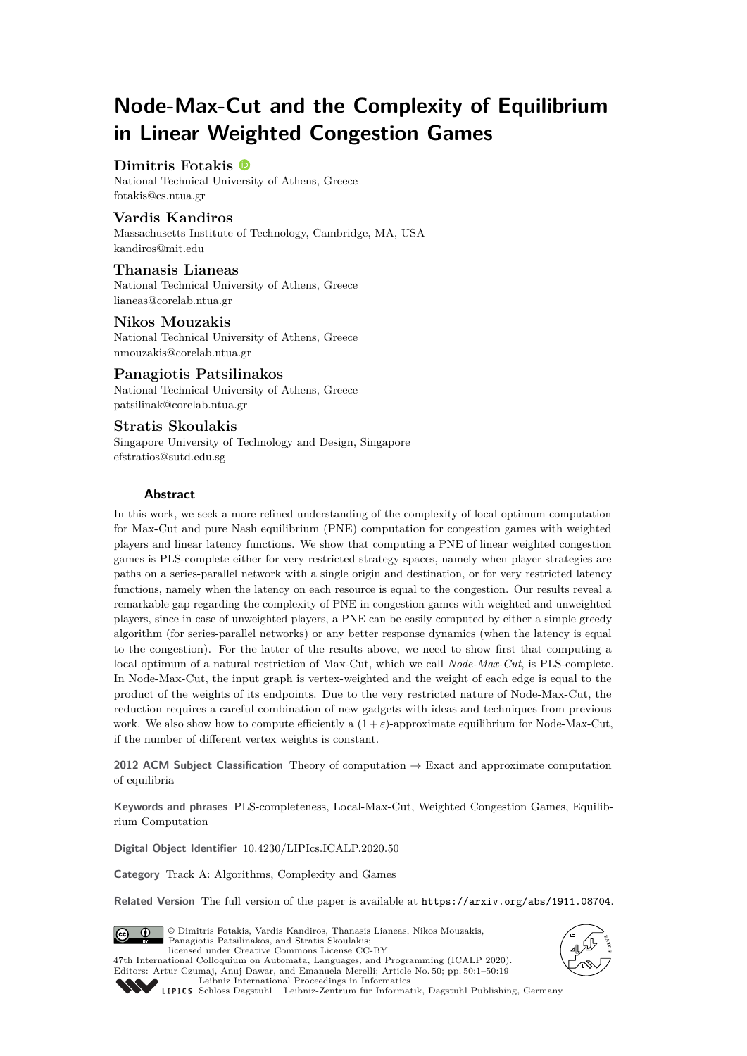# Node-Max-Cut and the Complexity of Equilibrium in Linear Weighted Congestion Games

**Dimitris Fotakis**
National Technical University of Athens, Greece
fotakis@cs.ntua.gr

**Vardis Kandiros**
Massachusetts Institute of Technology, Cambridge, MA, USA
kandiros@mit.edu

**Thanasis Lianeas**
National Technical University of Athens, Greece
lianeas@corelab.ntua.gr

**Nikos Mouzakis**
National Technical University of Athens, Greece
nmouzakis@corelab.ntua.gr

**Panagiotis Patsilinakos**
National Technical University of Athens, Greece
patsilinak@corelab.ntua.gr

**Stratis Skoulakis**
Singapore University of Technology and Design, Singapore
efstratios@sutd.edu.sg

## Abstract

In this work, we seek a more refined understanding of the complexity of local optimum computation for Max-Cut and pure Nash equilibrium (PNE) computation for congestion games with weighted players and linear latency functions. We show that computing a PNE of linear weighted congestion games is PLS-complete either for very restricted strategy spaces, namely when player strategies are paths on a series-parallel network with a single origin and destination, or for very restricted latency functions, namely when the latency on each resource is equal to the congestion. Our results reveal a remarkable gap regarding the complexity of PNE in congestion games with weighted and unweighted players, since in case of unweighted players, a PNE can be easily computed by either a simple greedy algorithm (for series-parallel networks) or any better response dynamics (when the latency is equal to the congestion). For the latter of the results above, we need to show first that computing a local optimum of a natural restriction of Max-Cut, which we call *Node-Max-Cut*, is PLS-complete. In Node-Max-Cut, the input graph is vertex-weighted and the weight of each edge is equal to the product of the weights of its endpoints. Due to the very restricted nature of Node-Max-Cut, the reduction requires a careful combination of new gadgets with ideas and techniques from previous work. We also show how to compute efficiently a $(1+\varepsilon)$-approximate equilibrium for Node-Max-Cut, if the number of different vertex weights is constant.

**2012 ACM Subject Classification** Theory of computation → Exact and approximate computation of equilibria

**Keywords and phrases** PLS-completeness, Local-Max-Cut, Weighted Congestion Games, Equilibrium Computation

**Digital Object Identifier** 10.4230/LIPIcs.ICALP.2020.50

**Category** Track A: Algorithms, Complexity and Games

**Related Version** The full version of the paper is available at `https://arxiv.org/abs/1911.08704`.

© Dimitris Fotakis, Vardis Kandiros, Thanasis Lianeas, Nikos Mouzakis, Panagiotis Patsilinakos, and Stratis Skoulakis;
licensed under Creative Commons License CC-BY
47th International Colloquium on Automata, Languages, and Programming (ICALP 2020).
Editors: Artur Czumaj, Anuj Dawar, and Emanuela Merelli; Article No. 50; pp. 50:1–50:19
Leibniz International Proceedings in Informatics
Schloss Dagstuhl – Leibniz-Zentrum für Informatik, Dagstuhl Publishing, Germany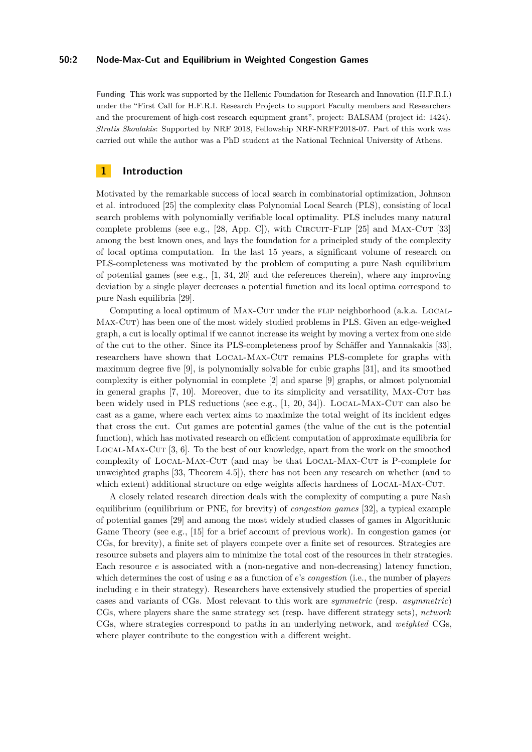**Funding** This work was supported by the Hellenic Foundation for Research and Innovation (H.F.R.I.) under the "First Call for H.F.R.I. Research Projects to support Faculty members and Researchers and the procurement of high-cost research equipment grant", project: BALSAM (project id: 1424). *Stratis Skoulakis*: Supported by NRF 2018, Fellowship NRF-NRFF2018-07. Part of this work was carried out while the author was a PhD student at the National Technical University of Athens.

## 1 Introduction

Motivated by the remarkable success of local search in combinatorial optimization, Johnson et al. introduced [25] the complexity class Polynomial Local Search (PLS), consisting of local search problems with polynomially verifiable local optimality. PLS includes many natural complete problems (see e.g., [28, App. C]), with Circuit-Flip [25] and Max-Cut [33] among the best known ones, and lays the foundation for a principled study of the complexity of local optima computation. In the last 15 years, a significant volume of research on PLS-completeness was motivated by the problem of computing a pure Nash equilibrium of potential games (see e.g., [1, 34, 20] and the references therein), where any improving deviation by a single player decreases a potential function and its local optima correspond to pure Nash equilibria [29].

Computing a local optimum of Max-Cut under the flip neighborhood (a.k.a. Local-Max-Cut) has been one of the most widely studied problems in PLS. Given an edge-weighed graph, a cut is locally optimal if we cannot increase its weight by moving a vertex from one side of the cut to the other. Since its PLS-completeness proof by Schäffer and Yannakakis [33], researchers have shown that Local-Max-Cut remains PLS-complete for graphs with maximum degree five [9], is polynomially solvable for cubic graphs [31], and its smoothed complexity is either polynomial in complete [2] and sparse [9] graphs, or almost polynomial in general graphs [7, 10]. Moreover, due to its simplicity and versatility, Max-Cut has been widely used in PLS reductions (see e.g., [1, 20, 34]). Local-Max-Cut can also be cast as a game, where each vertex aims to maximize the total weight of its incident edges that cross the cut. Cut games are potential games (the value of the cut is the potential function), which has motivated research on efficient computation of approximate equilibria for Local-Max-Cut [3, 6]. To the best of our knowledge, apart from the work on the smoothed complexity of Local-Max-Cut (and may be that Local-Max-Cut is P-complete for unweighted graphs [33, Theorem 4.5]), there has not been any research on whether (and to which extent) additional structure on edge weights affects hardness of Local-Max-Cut.

A closely related research direction deals with the complexity of computing a pure Nash equilibrium (equilibrium or PNE, for brevity) of *congestion games* [32], a typical example of potential games [29] and among the most widely studied classes of games in Algorithmic Game Theory (see e.g., [15] for a brief account of previous work). In congestion games (or CGs, for brevity), a finite set of players compete over a finite set of resources. Strategies are resource subsets and players aim to minimize the total cost of the resources in their strategies. Each resource $e$ is associated with a (non-negative and non-decreasing) latency function, which determines the cost of using $e$ as a function of $e$'s *congestion* (i.e., the number of players including $e$ in their strategy). Researchers have extensively studied the properties of special cases and variants of CGs. Most relevant to this work are *symmetric* (resp. *asymmetric*) CGs, where players share the same strategy set (resp. have different strategy sets), *network* CGs, where strategies correspond to paths in an underlying network, and *weighted* CGs, where player contribute to the congestion with a different weight.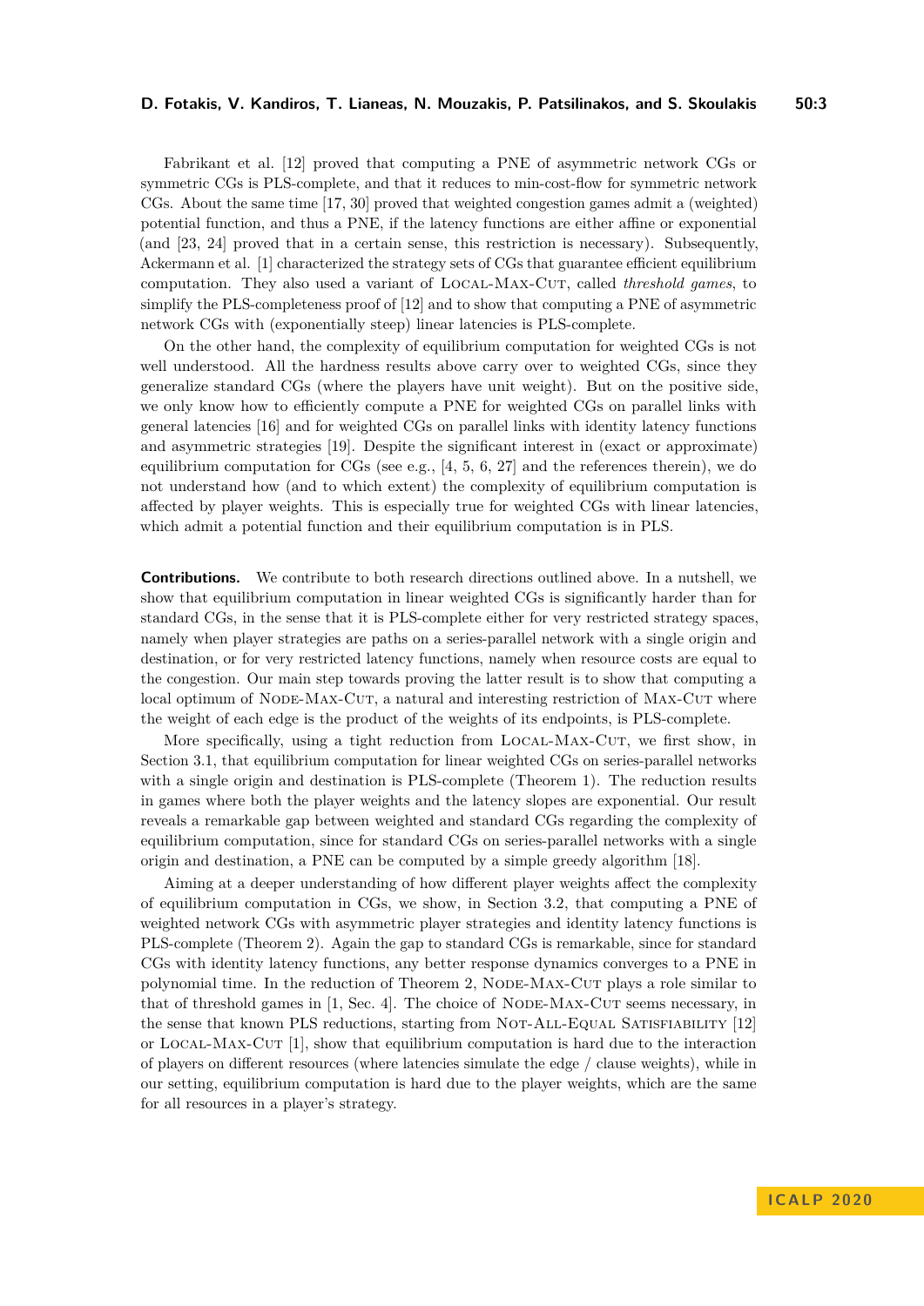Fabrikant et al. [12] proved that computing a PNE of asymmetric network CGs or symmetric CGs is PLS-complete, and that it reduces to min-cost-flow for symmetric network CGs. About the same time [17, 30] proved that weighted congestion games admit a (weighted) potential function, and thus a PNE, if the latency functions are either affine or exponential (and [23, 24] proved that in a certain sense, this restriction is necessary). Subsequently, Ackermann et al. [1] characterized the strategy sets of CGs that guarantee efficient equilibrium computation. They also used a variant of Local-Max-Cut, called *threshold games*, to simplify the PLS-completeness proof of [12] and to show that computing a PNE of asymmetric network CGs with (exponentially steep) linear latencies is PLS-complete.

On the other hand, the complexity of equilibrium computation for weighted CGs is not well understood. All the hardness results above carry over to weighted CGs, since they generalize standard CGs (where the players have unit weight). But on the positive side, we only know how to efficiently compute a PNE for weighted CGs on parallel links with general latencies [16] and for weighted CGs on parallel links with identity latency functions and asymmetric strategies [19]. Despite the significant interest in (exact or approximate) equilibrium computation for CGs (see e.g., [4, 5, 6, 27] and the references therein), we do not understand how (and to which extent) the complexity of equilibrium computation is affected by player weights. This is especially true for weighted CGs with linear latencies, which admit a potential function and their equilibrium computation is in PLS.

**Contributions.** We contribute to both research directions outlined above. In a nutshell, we show that equilibrium computation in linear weighted CGs is significantly harder than for standard CGs, in the sense that it is PLS-complete either for very restricted strategy spaces, namely when player strategies are paths on a series-parallel network with a single origin and destination, or for very restricted latency functions, namely when resource costs are equal to the congestion. Our main step towards proving the latter result is to show that computing a local optimum of Node-Max-Cut, a natural and interesting restriction of Max-Cut where the weight of each edge is the product of the weights of its endpoints, is PLS-complete.

More specifically, using a tight reduction from Local-Max-Cut, we first show, in Section 3.1, that equilibrium computation for linear weighted CGs on series-parallel networks with a single origin and destination is PLS-complete (Theorem 1). The reduction results in games where both the player weights and the latency slopes are exponential. Our result reveals a remarkable gap between weighted and standard CGs regarding the complexity of equilibrium computation, since for standard CGs on series-parallel networks with a single origin and destination, a PNE can be computed by a simple greedy algorithm [18].

Aiming at a deeper understanding of how different player weights affect the complexity of equilibrium computation in CGs, we show, in Section 3.2, that computing a PNE of weighted network CGs with asymmetric player strategies and identity latency functions is PLS-complete (Theorem 2). Again the gap to standard CGs is remarkable, since for standard CGs with identity latency functions, any better response dynamics converges to a PNE in polynomial time. In the reduction of Theorem 2, Node-Max-Cut plays a role similar to that of threshold games in [1, Sec. 4]. The choice of Node-Max-Cut seems necessary, in the sense that known PLS reductions, starting from Not-All-Equal Satisfiability [12] or Local-Max-Cut [1], show that equilibrium computation is hard due to the interaction of players on different resources (where latencies simulate the edge / clause weights), while in our setting, equilibrium computation is hard due to the player weights, which are the same for all resources in a player's strategy.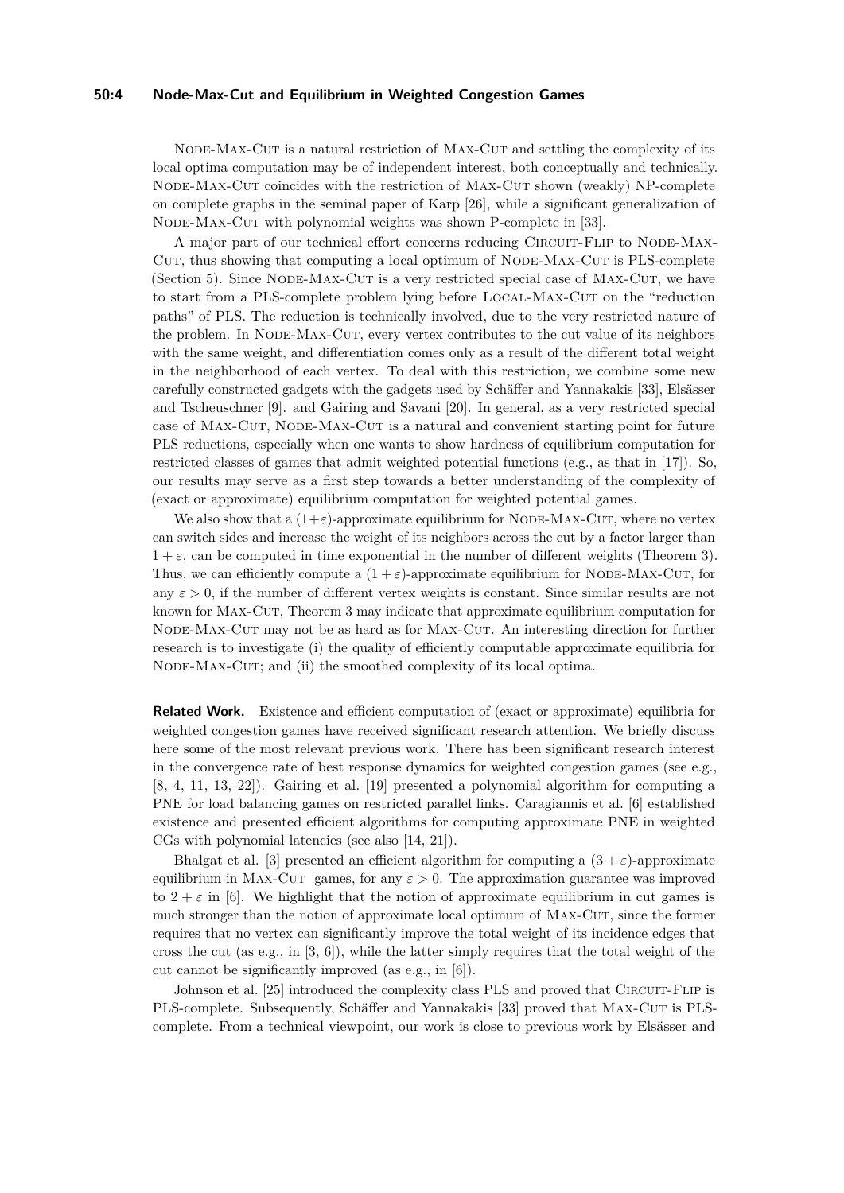Node-Max-Cut is a natural restriction of Max-Cut and settling the complexity of its local optima computation may be of independent interest, both conceptually and technically. Node-Max-Cut coincides with the restriction of Max-Cut shown (weakly) NP-complete on complete graphs in the seminal paper of Karp [26], while a significant generalization of Node-Max-Cut with polynomial weights was shown P-complete in [33].

A major part of our technical effort concerns reducing Circuit-Flip to Node-Max-Cut, thus showing that computing a local optimum of Node-Max-Cut is PLS-complete (Section 5). Since Node-Max-Cut is a very restricted special case of Max-Cut, we have to start from a PLS-complete problem lying before Local-Max-Cut on the "reduction paths" of PLS. The reduction is technically involved, due to the very restricted nature of the problem. In Node-Max-Cut, every vertex contributes to the cut value of its neighbors with the same weight, and differentiation comes only as a result of the different total weight in the neighborhood of each vertex. To deal with this restriction, we combine some new carefully constructed gadgets with the gadgets used by Schäffer and Yannakakis [33], Elsässer and Tscheuschner [9]. and Gairing and Savani [20]. In general, as a very restricted special case of Max-Cut, Node-Max-Cut is a natural and convenient starting point for future PLS reductions, especially when one wants to show hardness of equilibrium computation for restricted classes of games that admit weighted potential functions (e.g., as that in [17]). So, our results may serve as a first step towards a better understanding of the complexity of (exact or approximate) equilibrium computation for weighted potential games.

We also show that a $(1+\varepsilon)$-approximate equilibrium for Node-Max-Cut, where no vertex can switch sides and increase the weight of its neighbors across the cut by a factor larger than $1+\varepsilon$, can be computed in time exponential in the number of different weights (Theorem 3). Thus, we can efficiently compute a $(1+\varepsilon)$-approximate equilibrium for Node-Max-Cut, for any $\varepsilon > 0$, if the number of different vertex weights is constant. Since similar results are not known for Max-Cut, Theorem 3 may indicate that approximate equilibrium computation for Node-Max-Cut may not be as hard as for Max-Cut. An interesting direction for further research is to investigate (i) the quality of efficiently computable approximate equilibria for Node-Max-Cut; and (ii) the smoothed complexity of its local optima.

**Related Work.** Existence and efficient computation of (exact or approximate) equilibria for weighted congestion games have received significant research attention. We briefly discuss here some of the most relevant previous work. There has been significant research interest in the convergence rate of best response dynamics for weighted congestion games (see e.g., [8, 4, 11, 13, 22]). Gairing et al. [19] presented a polynomial algorithm for computing a PNE for load balancing games on restricted parallel links. Caragiannis et al. [6] established existence and presented efficient algorithms for computing approximate PNE in weighted CGs with polynomial latencies (see also [14, 21]).

Bhalgat et al. [3] presented an efficient algorithm for computing a $(3+\varepsilon)$-approximate equilibrium in Max-Cut games, for any $\varepsilon > 0$. The approximation guarantee was improved to $2+\varepsilon$ in [6]. We highlight that the notion of approximate equilibrium in cut games is much stronger than the notion of approximate local optimum of Max-Cut, since the former requires that no vertex can significantly improve the total weight of its incidence edges that cross the cut (as e.g., in [3, 6]), while the latter simply requires that the total weight of the cut cannot be significantly improved (as e.g., in [6]).

Johnson et al. [25] introduced the complexity class PLS and proved that Circuit-Flip is PLS-complete. Subsequently, Schäffer and Yannakakis [33] proved that Max-Cut is PLS-complete. From a technical viewpoint, our work is close to previous work by Elsässer and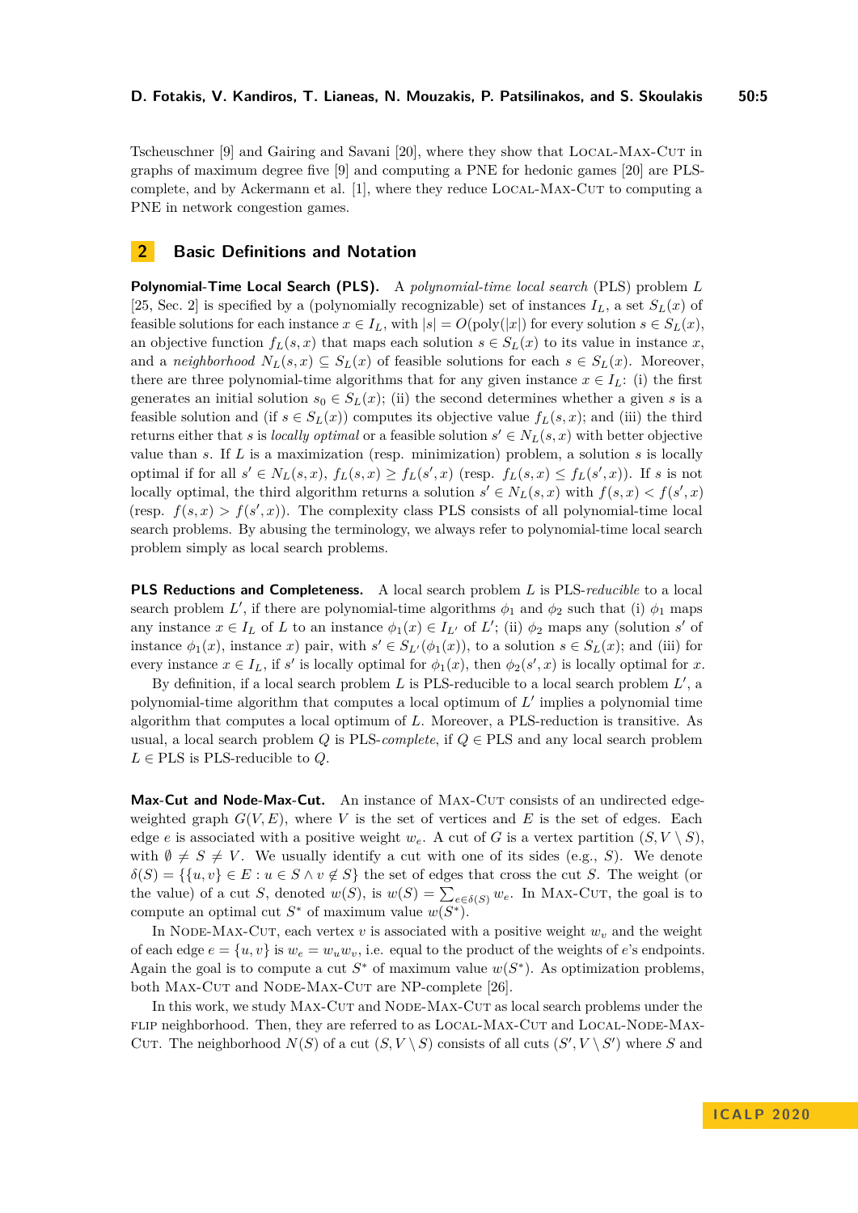Tscheuschner [9] and Gairing and Savani [20], where they show that Local-Max-Cut in graphs of maximum degree five [9] and computing a PNE for hedonic games [20] are PLS-complete, and by Ackermann et al. [1], where they reduce Local-Max-Cut to computing a PNE in network congestion games.

## 2 Basic Definitions and Notation

**Polynomial-Time Local Search (PLS).** A *polynomial-time local search* (PLS) problem $L$ [25, Sec. 2] is specified by a (polynomially recognizable) set of instances $I_L$, a set $S_L(x)$ of feasible solutions for each instance $x \in I_L$, with $|s| = O(\text{poly}(|x|)$ for every solution $s \in S_L(x)$, an objective function $f_L(s,x)$ that maps each solution $s \in S_L(x)$ to its value in instance $x$, and a *neighborhood* $N_L(s,x) \subseteq S_L(x)$ of feasible solutions for each $s \in S_L(x)$. Moreover, there are three polynomial-time algorithms that for any given instance $x \in I_L$: (i) the first generates an initial solution $s_0 \in S_L(x)$; (ii) the second determines whether a given $s$ is a feasible solution and (if $s \in S_L(x)$) computes its objective value $f_L(s,x)$; and (iii) the third returns either that $s$ is *locally optimal* or a feasible solution $s' \in N_L(s,x)$ with better objective value than $s$. If $L$ is a maximization (resp. minimization) problem, a solution $s$ is locally optimal if for all $s' \in N_L(s,x)$, $f_L(s,x) \geq f_L(s',x)$ (resp. $f_L(s,x) \leq f_L(s',x)$). If $s$ is not locally optimal, the third algorithm returns a solution $s' \in N_L(s,x)$ with $f(s,x) < f(s',x)$ (resp. $f(s,x) > f(s',x)$). The complexity class PLS consists of all polynomial-time local search problems. By abusing the terminology, we always refer to polynomial-time local search problem simply as local search problems.

**PLS Reductions and Completeness.** A local search problem $L$ is PLS-*reducible* to a local search problem $L'$, if there are polynomial-time algorithms $\phi_1$ and $\phi_2$ such that (i) $\phi_1$ maps any instance $x \in I_L$ of $L$ to an instance $\phi_1(x) \in I_{L'}$ of $L'$; (ii) $\phi_2$ maps any (solution $s'$ of instance $\phi_1(x)$, instance $x$) pair, with $s' \in S_{L'}(\phi_1(x))$, to a solution $s \in S_L(x)$; and (iii) for every instance $x \in I_L$, if $s'$ is locally optimal for $\phi_1(x)$, then $\phi_2(s',x)$ is locally optimal for $x$.

By definition, if a local search problem $L$ is PLS-reducible to a local search problem $L'$, a polynomial-time algorithm that computes a local optimum of $L'$ implies a polynomial time algorithm that computes a local optimum of $L$. Moreover, a PLS-reduction is transitive. As usual, a local search problem $Q$ is PLS-*complete*, if $Q \in$ PLS and any local search problem $L \in$ PLS is PLS-reducible to $Q$.

**Max-Cut and Node-Max-Cut.** An instance of Max-Cut consists of an undirected edge-weighted graph $G(V,E)$, where $V$ is the set of vertices and $E$ is the set of edges. Each edge $e$ is associated with a positive weight $w_e$. A cut of $G$ is a vertex partition $(S, V \setminus S)$, with $\emptyset \neq S \neq V$. We usually identify a cut with one of its sides (e.g., $S$). We denote $\delta(S) = \{\{u,v\} \in E : u \in S \wedge v \notin S\}$ the set of edges that cross the cut $S$. The weight (or the value) of a cut $S$, denoted $w(S)$, is $w(S) = \sum_{e \in \delta(S)} w_e$. In Max-Cut, the goal is to compute an optimal cut $S^*$ of maximum value $w(S^*)$.

In Node-Max-Cut, each vertex $v$ is associated with a positive weight $w_v$ and the weight of each edge $e = \{u,v\}$ is $w_e = w_u w_v$, i.e. equal to the product of the weights of $e$'s endpoints. Again the goal is to compute a cut $S^*$ of maximum value $w(S^*)$. As optimization problems, both Max-Cut and Node-Max-Cut are NP-complete [26].

In this work, we study Max-Cut and Node-Max-Cut as local search problems under the flip neighborhood. Then, they are referred to as Local-Max-Cut and Local-Node-Max-Cut. The neighborhood $N(S)$ of a cut $(S, V \setminus S)$ consists of all cuts $(S', V \setminus S')$ where $S$ and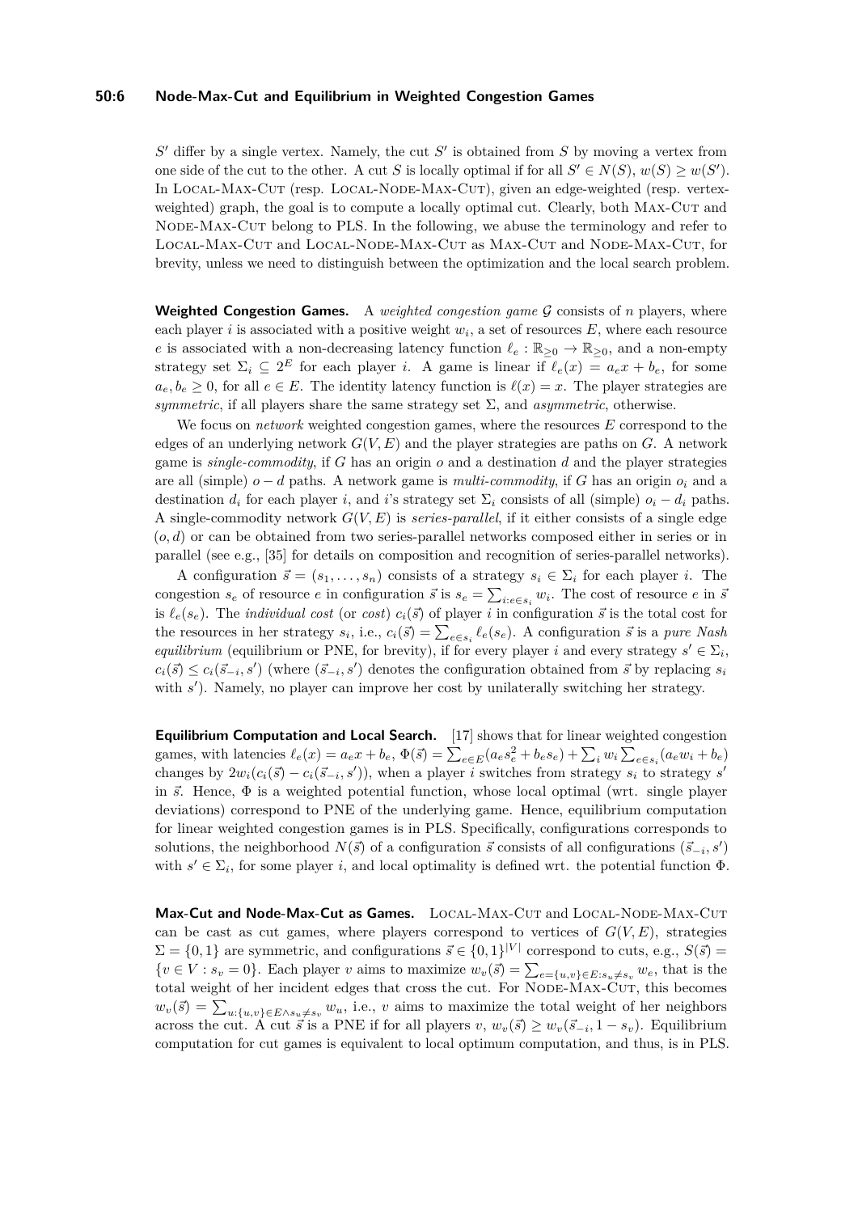$S'$ differ by a single vertex. Namely, the cut $S'$ is obtained from $S$ by moving a vertex from one side of the cut to the other. A cut $S$ is locally optimal if for all $S' \in N(S)$, $w(S) \geq w(S')$. In Local-Max-Cut (resp. Local-Node-Max-Cut), given an edge-weighted (resp. vertex-weighted) graph, the goal is to compute a locally optimal cut. Clearly, both Max-Cut and Node-Max-Cut belong to PLS. In the following, we abuse the terminology and refer to Local-Max-Cut and Local-Node-Max-Cut as Max-Cut and Node-Max-Cut, for brevity, unless we need to distinguish between the optimization and the local search problem.

**Weighted Congestion Games.** A *weighted congestion game* $\mathcal{G}$ consists of $n$ players, where each player $i$ is associated with a positive weight $w_i$, a set of resources $E$, where each resource $e$ is associated with a non-decreasing latency function $\ell_e : \mathbb{R}_{\geq 0} \to \mathbb{R}_{\geq 0}$, and a non-empty strategy set $\Sigma_i \subseteq 2^E$ for each player $i$. A game is linear if $\ell_e(x) = a_e x + b_e$, for some $a_e, b_e \geq 0$, for all $e \in E$. The identity latency function is $\ell(x) = x$. The player strategies are *symmetric*, if all players share the same strategy set $\Sigma$, and *asymmetric*, otherwise.

We focus on *network* weighted congestion games, where the resources $E$ correspond to the edges of an underlying network $G(V, E)$ and the player strategies are paths on $G$. A network game is *single-commodity*, if $G$ has an origin $o$ and a destination $d$ and the player strategies are all (simple) $o - d$ paths. A network game is *multi-commodity*, if $G$ has an origin $o_i$ and a destination $d_i$ for each player $i$, and $i$'s strategy set $\Sigma_i$ consists of all (simple) $o_i - d_i$ paths. A single-commodity network $G(V, E)$ is *series-parallel*, if it either consists of a single edge $(o, d)$ or can be obtained from two series-parallel networks composed either in series or in parallel (see e.g., [35] for details on composition and recognition of series-parallel networks).

A configuration $\vec{s} = (s_1, \ldots, s_n)$ consists of a strategy $s_i \in \Sigma_i$ for each player $i$. The congestion $s_e$ of resource $e$ in configuration $\vec{s}$ is $s_e = \sum_{i: e \in s_i} w_i$. The cost of resource $e$ in $\vec{s}$ is $\ell_e(s_e)$. The *individual cost* (or *cost*) $c_i(\vec{s})$ of player $i$ in configuration $\vec{s}$ is the total cost for the resources in her strategy $s_i$, i.e., $c_i(\vec{s}) = \sum_{e \in s_i} \ell_e(s_e)$. A configuration $\vec{s}$ is a *pure Nash equilibrium* (equilibrium or PNE, for brevity), if for every player $i$ and every strategy $s' \in \Sigma_i$, $c_i(\vec{s}) \leq c_i(\vec{s}_{-i}, s')$ (where $(\vec{s}_{-i}, s')$ denotes the configuration obtained from $\vec{s}$ by replacing $s_i$ with $s'$). Namely, no player can improve her cost by unilaterally switching her strategy.

**Equilibrium Computation and Local Search.** [17] shows that for linear weighted congestion games, with latencies $\ell_e(x) = a_e x + b_e$, $\Phi(\vec{s}) = \sum_{e \in E}(a_e s_e^2 + b_e s_e) + \sum_i w_i \sum_{e \in s_i}(a_e w_i + b_e)$ changes by $2w_i(c_i(\vec{s}) - c_i(\vec{s}_{-i}, s'))$, when a player $i$ switches from strategy $s_i$ to strategy $s'$ in $\vec{s}$. Hence, $\Phi$ is a weighted potential function, whose local optimal (wrt. single player deviations) correspond to PNE of the underlying game. Hence, equilibrium computation for linear weighted congestion games is in PLS. Specifically, configurations corresponds to solutions, the neighborhood $N(\vec{s})$ of a configuration $\vec{s}$ consists of all configurations $(\vec{s}_{-i}, s')$ with $s' \in \Sigma_i$, for some player $i$, and local optimality is defined wrt. the potential function $\Phi$.

**Max-Cut and Node-Max-Cut as Games.** Local-Max-Cut and Local-Node-Max-Cut can be cast as cut games, where players correspond to vertices of $G(V, E)$, strategies $\Sigma = \{0, 1\}$ are symmetric, and configurations $\vec{s} \in \{0, 1\}^{|V|}$ correspond to cuts, e.g., $S(\vec{s}) = \{v \in V : s_v = 0\}$. Each player $v$ aims to maximize $w_v(\vec{s}) = \sum_{e = \{u,v\} \in E : s_u \neq s_v} w_e$, that is the total weight of her incident edges that cross the cut. For Node-Max-Cut, this becomes $w_v(\vec{s}) = \sum_{u : \{u,v\} \in E \wedge s_u \neq s_v} w_u$, i.e., $v$ aims to maximize the total weight of her neighbors across the cut. A cut $\vec{s}$ is a PNE if for all players $v$, $w_v(\vec{s}) \geq w_v(\vec{s}_{-i}, 1 - s_v)$. Equilibrium computation for cut games is equivalent to local optimum computation, and thus, is in PLS.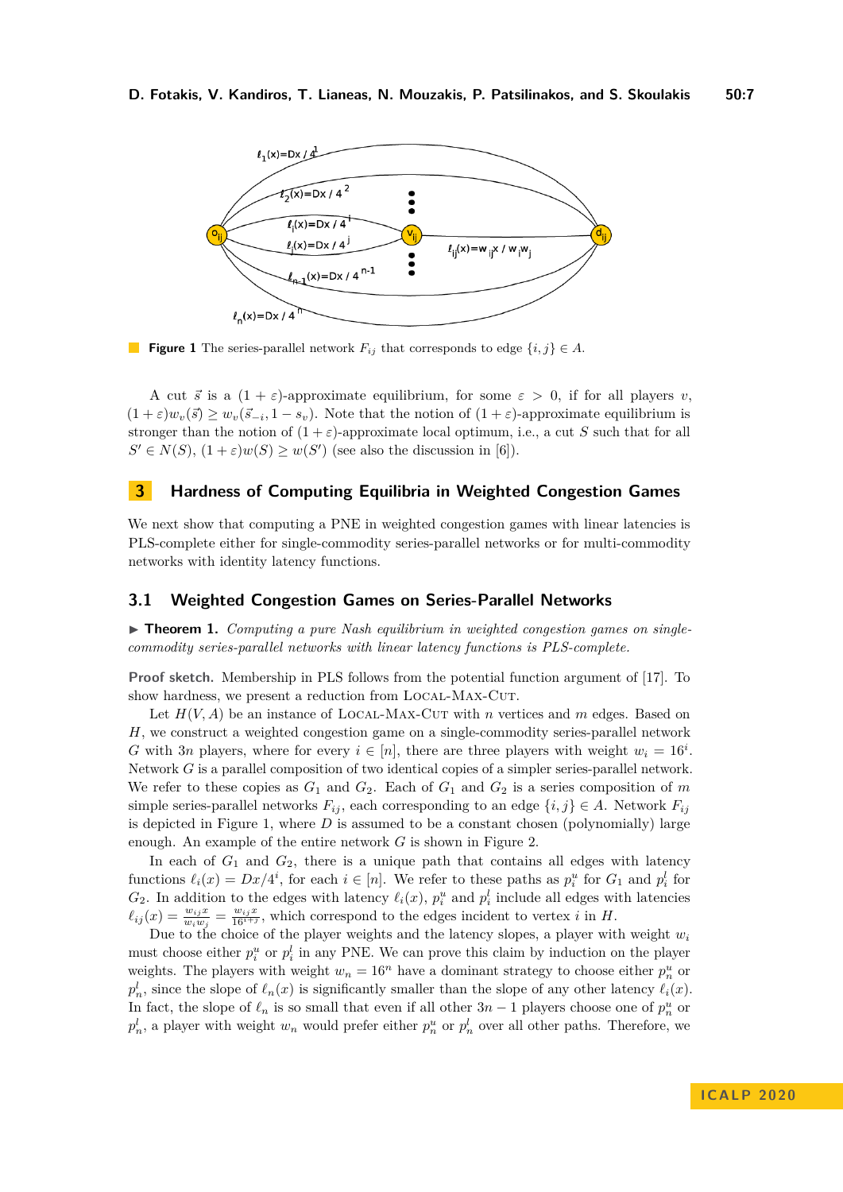**Figure 1** The series-parallel network $F_{ij}$ that corresponds to edge $\{i, j\} \in A$.

A cut $\vec{s}$ is a $(1+\varepsilon)$-approximate equilibrium, for some $\varepsilon > 0$, if for all players $v$, $(1+\varepsilon)w_v(\vec{s}) \geq w_v(\vec{s}_{-i}, 1-s_v)$. Note that the notion of $(1+\varepsilon)$-approximate equilibrium is stronger than the notion of $(1+\varepsilon)$-approximate local optimum, i.e., a cut $S$ such that for all $S' \in N(S)$, $(1+\varepsilon)w(S) \geq w(S')$ (see also the discussion in [6]).

## 3 Hardness of Computing Equilibria in Weighted Congestion Games

We next show that computing a PNE in weighted congestion games with linear latencies is PLS-complete either for single-commodity series-parallel networks or for multi-commodity networks with identity latency functions.

### 3.1 Weighted Congestion Games on Series-Parallel Networks

▶ **Theorem 1.** *Computing a pure Nash equilibrium in weighted congestion games on single-commodity series-parallel networks with linear latency functions is PLS-complete.*

**Proof sketch.** Membership in PLS follows from the potential function argument of [17]. To show hardness, we present a reduction from LOCAL-MAX-CUT.

Let $H(V, A)$ be an instance of LOCAL-MAX-CUT with $n$ vertices and $m$ edges. Based on $H$, we construct a weighted congestion game on a single-commodity series-parallel network $G$ with $3n$ players, where for every $i \in [n]$, there are three players with weight $w_i = 16^i$. Network $G$ is a parallel composition of two identical copies of a simpler series-parallel network. We refer to these copies as $G_1$ and $G_2$. Each of $G_1$ and $G_2$ is a series composition of $m$ simple series-parallel networks $F_{ij}$, each corresponding to an edge $\{i, j\} \in A$. Network $F_{ij}$ is depicted in Figure 1, where $D$ is assumed to be a constant chosen (polynomially) large enough. An example of the entire network $G$ is shown in Figure 2.

In each of $G_1$ and $G_2$, there is a unique path that contains all edges with latency functions $\ell_i(x) = Dx/4^i$, for each $i \in [n]$. We refer to these paths as $p_i^u$ for $G_1$ and $p_i^l$ for $G_2$. In addition to the edges with latency $\ell_i(x)$, $p_i^u$ and $p_i^l$ include all edges with latencies $\ell_{ij}(x) = \frac{w_{ij}x}{w_i w_j} = \frac{w_{ij}x}{16^{i+j}}$, which correspond to the edges incident to vertex $i$ in $H$.

Due to the choice of the player weights and the latency slopes, a player with weight $w_i$ must choose either $p_i^u$ or $p_i^l$ in any PNE. We can prove this claim by induction on the player weights. The players with weight $w_n = 16^n$ have a dominant strategy to choose either $p_n^u$ or $p_n^l$, since the slope of $\ell_n(x)$ is significantly smaller than the slope of any other latency $\ell_i(x)$. In fact, the slope of $\ell_n$ is so small that even if all other $3n-1$ players choose one of $p_n^u$ or $p_n^l$, a player with weight $w_n$ would prefer either $p_n^u$ or $p_n^l$ over all other paths. Therefore, we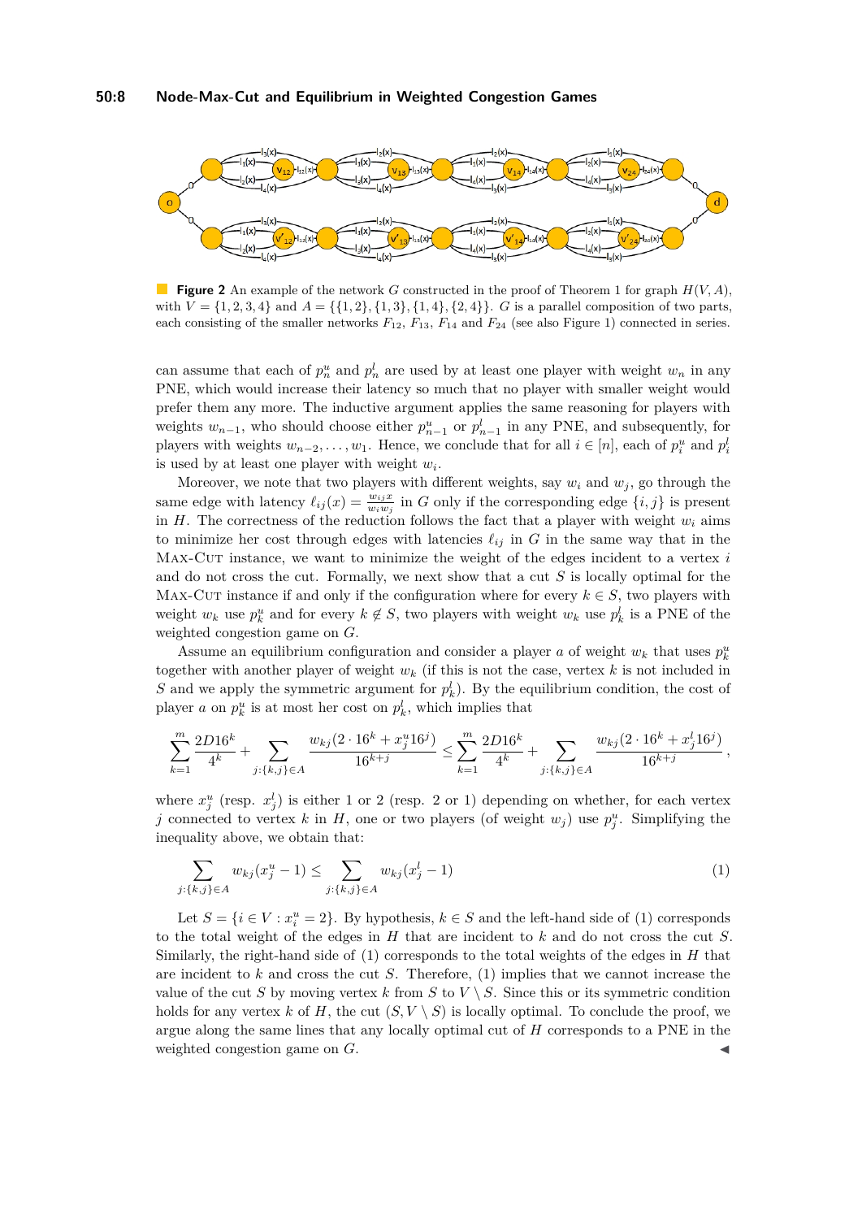**Figure 2** An example of the network $G$ constructed in the proof of Theorem 1 for graph $H(V, A)$, with $V = \{1, 2, 3, 4\}$ and $A = \{\{1, 2\}, \{1, 3\}, \{1, 4\}, \{2, 4\}\}$. $G$ is a parallel composition of two parts, each consisting of the smaller networks $F_{12}$, $F_{13}$, $F_{14}$ and $F_{24}$ (see also Figure 1) connected in series.

can assume that each of $p_n^u$ and $p_n^l$ are used by at least one player with weight $w_n$ in any PNE, which would increase their latency so much that no player with smaller weight would prefer them any more. The inductive argument applies the same reasoning for players with weights $w_{n-1}$, who should choose either $p_{n-1}^u$ or $p_{n-1}^l$ in any PNE, and subsequently, for players with weights $w_{n-2}, \ldots, w_1$. Hence, we conclude that for all $i \in [n]$, each of $p_i^u$ and $p_i^l$ is used by at least one player with weight $w_i$.

Moreover, we note that two players with different weights, say $w_i$ and $w_j$, go through the same edge with latency $\ell_{ij}(x) = \frac{w_{ij}x}{w_i w_j}$ in $G$ only if the corresponding edge $\{i, j\}$ is present in $H$. The correctness of the reduction follows the fact that a player with weight $w_i$ aims to minimize her cost through edges with latencies $\ell_{ij}$ in $G$ in the same way that in the Max-Cut instance, we want to minimize the weight of the edges incident to a vertex $i$ and do not cross the cut. Formally, we next show that a cut $S$ is locally optimal for the Max-Cut instance if and only if the configuration where for every $k \in S$, two players with weight $w_k$ use $p_k^u$ and for every $k \notin S$, two players with weight $w_k$ use $p_k^l$ is a PNE of the weighted congestion game on $G$.

Assume an equilibrium configuration and consider a player $a$ of weight $w_k$ that uses $p_k^u$ together with another player of weight $w_k$ (if this is not the case, vertex $k$ is not included in $S$ and we apply the symmetric argument for $p_k^l$). By the equilibrium condition, the cost of player $a$ on $p_k^u$ is at most her cost on $p_k^l$, which implies that

$$\sum_{k=1}^{m} \frac{2D16^k}{4^k} + \sum_{j:\{k,j\}\in A} \frac{w_{kj}(2 \cdot 16^k + x_j^u 16^j)}{16^{k+j}} \le \sum_{k=1}^{m} \frac{2D16^k}{4^k} + \sum_{j:\{k,j\}\in A} \frac{w_{kj}(2 \cdot 16^k + x_j^l 16^j)}{16^{k+j}},$$

where $x_j^u$ (resp. $x_j^l$) is either 1 or 2 (resp. 2 or 1) depending on whether, for each vertex $j$ connected to vertex $k$ in $H$, one or two players (of weight $w_j$) use $p_j^u$. Simplifying the inequality above, we obtain that:

$$\sum_{j:\{k,j\}\in A} w_{kj}(x_j^u - 1) \le \sum_{j:\{k,j\}\in A} w_{kj}(x_j^l - 1) \tag{1}$$

Let $S = \{i \in V : x_i^u = 2\}$. By hypothesis, $k \in S$ and the left-hand side of (1) corresponds to the total weight of the edges in $H$ that are incident to $k$ and do not cross the cut $S$. Similarly, the right-hand side of (1) corresponds to the total weights of the edges in $H$ that are incident to $k$ and cross the cut $S$. Therefore, (1) implies that we cannot increase the value of the cut $S$ by moving vertex $k$ from $S$ to $V \setminus S$. Since this or its symmetric condition holds for any vertex $k$ of $H$, the cut $(S, V \setminus S)$ is locally optimal. To conclude the proof, we argue along the same lines that any locally optimal cut of $H$ corresponds to a PNE in the weighted congestion game on $G$. ◀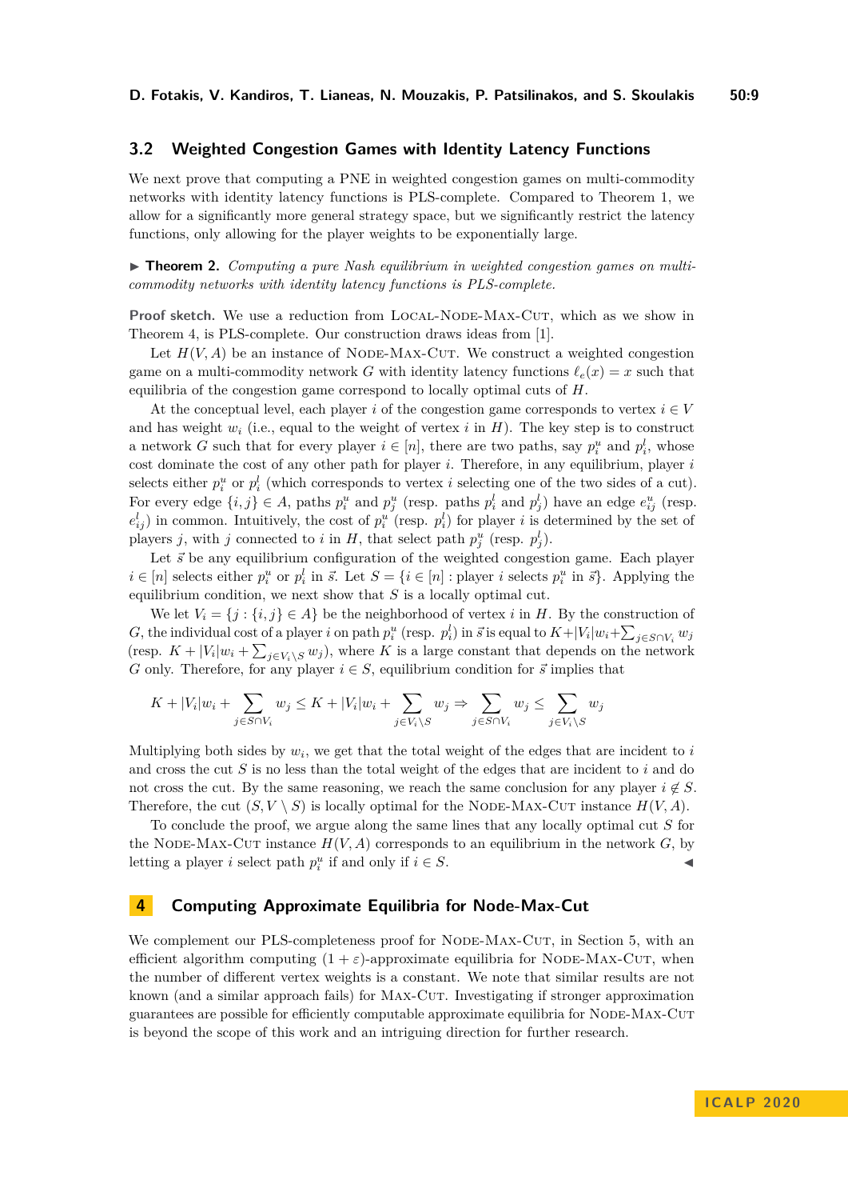## 3.2 Weighted Congestion Games with Identity Latency Functions

We next prove that computing a PNE in weighted congestion games on multi-commodity networks with identity latency functions is PLS-complete. Compared to Theorem 1, we allow for a significantly more general strategy space, but we significantly restrict the latency functions, only allowing for the player weights to be exponentially large.

▶ **Theorem 2.** *Computing a pure Nash equilibrium in weighted congestion games on multi-commodity networks with identity latency functions is PLS-complete.*

**Proof sketch.** We use a reduction from Local-Node-Max-Cut, which as we show in Theorem 4, is PLS-complete. Our construction draws ideas from [1].

Let $H(V, A)$ be an instance of Node-Max-Cut. We construct a weighted congestion game on a multi-commodity network $G$ with identity latency functions $\ell_e(x) = x$ such that equilibria of the congestion game correspond to locally optimal cuts of $H$.

At the conceptual level, each player $i$ of the congestion game corresponds to vertex $i \in V$ and has weight $w_i$ (i.e., equal to the weight of vertex $i$ in $H$). The key step is to construct a network $G$ such that for every player $i \in [n]$, there are two paths, say $p_i^u$ and $p_i^l$, whose cost dominate the cost of any other path for player $i$. Therefore, in any equilibrium, player $i$ selects either $p_i^u$ or $p_i^l$ (which corresponds to vertex $i$ selecting one of the two sides of a cut). For every edge $\{i, j\} \in A$, paths $p_i^u$ and $p_j^u$ (resp. paths $p_i^l$ and $p_j^l$) have an edge $e_{ij}^u$ (resp. $e_{ij}^l$) in common. Intuitively, the cost of $p_i^u$ (resp. $p_i^l$) for player $i$ is determined by the set of players $j$, with $j$ connected to $i$ in $H$, that select path $p_j^u$ (resp. $p_j^l$).

Let $\vec{s}$ be any equilibrium configuration of the weighted congestion game. Each player $i \in [n]$ selects either $p_i^u$ or $p_i^l$ in $\vec{s}$. Let $S = \{i \in [n] : \text{player } i \text{ selects } p_i^u \text{ in } \vec{s}\}$. Applying the equilibrium condition, we next show that $S$ is a locally optimal cut.

We let $V_i = \{j : \{i, j\} \in A\}$ be the neighborhood of vertex $i$ in $H$. By the construction of $G$, the individual cost of a player $i$ on path $p_i^u$ (resp. $p_i^l$) in $\vec{s}$ is equal to $K + |V_i| w_i + \sum_{j \in S \cap V_i} w_j$ (resp. $K + |V_i| w_i + \sum_{j \in V_i \setminus S} w_j$), where $K$ is a large constant that depends on the network $G$ only. Therefore, for any player $i \in S$, equilibrium condition for $\vec{s}$ implies that

$$K + |V_i| w_i + \sum_{j \in S \cap V_i} w_j \leq K + |V_i| w_i + \sum_{j \in V_i \setminus S} w_j \Rightarrow \sum_{j \in S \cap V_i} w_j \leq \sum_{j \in V_i \setminus S} w_j$$

Multiplying both sides by $w_i$, we get that the total weight of the edges that are incident to $i$ and cross the cut $S$ is no less than the total weight of the edges that are incident to $i$ and do not cross the cut. By the same reasoning, we reach the same conclusion for any player $i \notin S$. Therefore, the cut $(S, V \setminus S)$ is locally optimal for the Node-Max-Cut instance $H(V, A)$.

To conclude the proof, we argue along the same lines that any locally optimal cut $S$ for the Node-Max-Cut instance $H(V, A)$ corresponds to an equilibrium in the network $G$, by letting a player $i$ select path $p_i^u$ if and only if $i \in S$. ◀

# 4 Computing Approximate Equilibria for Node-Max-Cut

We complement our PLS-completeness proof for Node-Max-Cut, in Section 5, with an efficient algorithm computing $(1 + \varepsilon)$-approximate equilibria for Node-Max-Cut, when the number of different vertex weights is a constant. We note that similar results are not known (and a similar approach fails) for Max-Cut. Investigating if stronger approximation guarantees are possible for efficiently computable approximate equilibria for Node-Max-Cut is beyond the scope of this work and an intriguing direction for further research.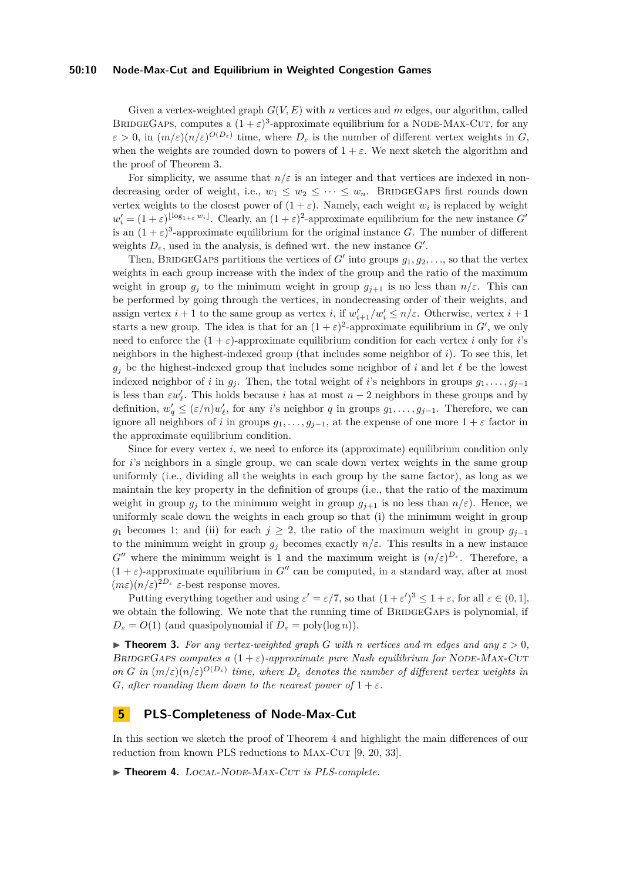Given a vertex-weighted graph $G(V, E)$ with $n$ vertices and $m$ edges, our algorithm, called BridgeGaps, computes a $(1+\varepsilon)^3$-approximate equilibrium for a Node-Max-Cut, for any $\varepsilon > 0$, in $(m/\varepsilon)(n/\varepsilon)^{O(D_\varepsilon)}$ time, where $D_\varepsilon$ is the number of different vertex weights in $G$, when the weights are rounded down to powers of $1+\varepsilon$. We next sketch the algorithm and the proof of Theorem 3.

For simplicity, we assume that $n/\varepsilon$ is an integer and that vertices are indexed in non-decreasing order of weight, i.e., $w_1 \le w_2 \le \cdots \le w_n$. BridgeGaps first rounds down vertex weights to the closest power of $(1+\varepsilon)$. Namely, each weight $w_i$ is replaced by weight $w'_i = (1+\varepsilon)^{\lfloor \log_{1+\varepsilon} w_i \rfloor}$. Clearly, an $(1+\varepsilon)^2$-approximate equilibrium for the new instance $G'$ is an $(1+\varepsilon)^3$-approximate equilibrium for the original instance $G$. The number of different weights $D_\varepsilon$, used in the analysis, is defined wrt. the new instance $G'$.

Then, BridgeGaps partitions the vertices of $G'$ into groups $g_1, g_2, \ldots$, so that the vertex weights in each group increase with the index of the group and the ratio of the maximum weight in group $g_j$ to the minimum weight in group $g_{j+1}$ is no less than $n/\varepsilon$. This can be performed by going through the vertices, in nondecreasing order of their weights, and assign vertex $i+1$ to the same group as vertex $i$, if $w'_{i+1}/w'_i \le n/\varepsilon$. Otherwise, vertex $i+1$ starts a new group. The idea is that for an $(1+\varepsilon)^2$-approximate equilibrium in $G'$, we only need to enforce the $(1+\varepsilon)$-approximate equilibrium condition for each vertex $i$ only for $i$'s neighbors in the highest-indexed group (that includes some neighbor of $i$). To see this, let $g_j$ be the highest-indexed group that includes some neighbor of $i$ and let $\ell$ be the lowest indexed neighbor of $i$ in $g_j$. Then, the total weight of $i$'s neighbors in groups $g_1, \ldots, g_{j-1}$ is less than $\varepsilon w'_\ell$. This holds because $i$ has at most $n-2$ neighbors in these groups and by definition, $w'_q \le (\varepsilon/n) w'_\ell$, for any $i$'s neighbor $q$ in groups $g_1, \ldots, g_{j-1}$. Therefore, we can ignore all neighbors of $i$ in groups $g_1, \ldots, g_{j-1}$, at the expense of one more $1+\varepsilon$ factor in the approximate equilibrium condition.

Since for every vertex $i$, we need to enforce its (approximate) equilibrium condition only for $i$'s neighbors in a single group, we can scale down vertex weights in the same group uniformly (i.e., dividing all the weights in each group by the same factor), as long as we maintain the key property in the definition of groups (i.e., that the ratio of the maximum weight in group $g_j$ to the minimum weight in group $g_{j+1}$ is no less than $n/\varepsilon$). Hence, we uniformly scale down the weights in each group so that (i) the minimum weight in group $g_1$ becomes 1; and (ii) for each $j \ge 2$, the ratio of the maximum weight in group $g_{j-1}$ to the minimum weight in group $g_j$ becomes exactly $n/\varepsilon$. This results in a new instance $G''$ where the minimum weight is 1 and the maximum weight is $(n/\varepsilon)^{D_\varepsilon}$. Therefore, a $(1+\varepsilon)$-approximate equilibrium in $G''$ can be computed, in a standard way, after at most $(m\varepsilon)(n/\varepsilon)^{2D_\varepsilon}$ $\varepsilon$-best response moves.

Putting everything together and using $\varepsilon' = \varepsilon/7$, so that $(1+\varepsilon')^3 \le 1+\varepsilon$, for all $\varepsilon \in (0,1]$, we obtain the following. We note that the running time of BridgeGaps is polynomial, if $D_\varepsilon = O(1)$ (and quasipolynomial if $D_\varepsilon = \mathrm{poly}(\log n)$).

▶ **Theorem 3.** *For any vertex-weighted graph $G$ with $n$ vertices and $m$ edges and any $\varepsilon > 0$, BridgeGaps computes a $(1+\varepsilon)$-approximate pure Nash equilibrium for Node-Max-Cut on $G$ in $(m/\varepsilon)(n/\varepsilon)^{O(D_\varepsilon)}$ time, where $D_\varepsilon$ denotes the number of different vertex weights in $G$, after rounding them down to the nearest power of $1+\varepsilon$.*

## 5 PLS-Completeness of Node-Max-Cut

In this section we sketch the proof of Theorem 4 and highlight the main differences of our reduction from known PLS reductions to Max-Cut [9, 20, 33].

▶ **Theorem 4.** *Local-Node-Max-Cut is PLS-complete.*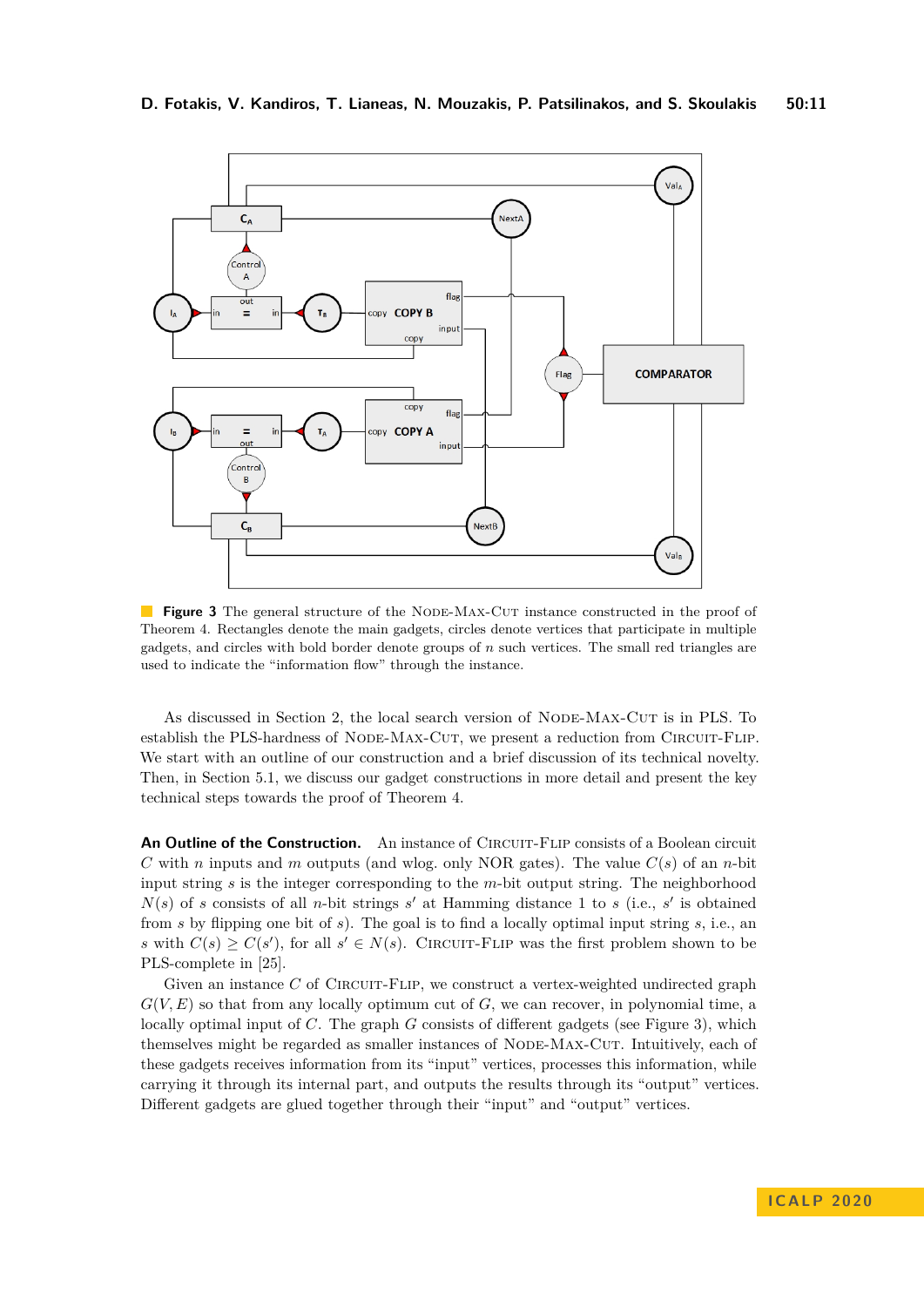**Figure 3** The general structure of the NODE-MAX-CUT instance constructed in the proof of Theorem 4. Rectangles denote the main gadgets, circles denote vertices that participate in multiple gadgets, and circles with bold border denote groups of $n$ such vertices. The small red triangles are used to indicate the "information flow" through the instance.

As discussed in Section 2, the local search version of NODE-MAX-CUT is in PLS. To establish the PLS-hardness of NODE-MAX-CUT, we present a reduction from CIRCUIT-FLIP. We start with an outline of our construction and a brief discussion of its technical novelty. Then, in Section 5.1, we discuss our gadget constructions in more detail and present the key technical steps towards the proof of Theorem 4.

**An Outline of the Construction.** An instance of CIRCUIT-FLIP consists of a Boolean circuit $C$ with $n$ inputs and $m$ outputs (and wlog. only NOR gates). The value $C(s)$ of an $n$-bit input string $s$ is the integer corresponding to the $m$-bit output string. The neighborhood $N(s)$ of $s$ consists of all $n$-bit strings $s'$ at Hamming distance 1 to $s$ (i.e., $s'$ is obtained from $s$ by flipping one bit of $s$). The goal is to find a locally optimal input string $s$, i.e., an $s$ with $C(s) \geq C(s')$, for all $s' \in N(s)$. CIRCUIT-FLIP was the first problem shown to be PLS-complete in [25].

Given an instance $C$ of CIRCUIT-FLIP, we construct a vertex-weighted undirected graph $G(V, E)$ so that from any locally optimum cut of $G$, we can recover, in polynomial time, a locally optimal input of $C$. The graph $G$ consists of different gadgets (see Figure 3), which themselves might be regarded as smaller instances of NODE-MAX-CUT. Intuitively, each of these gadgets receives information from its "input" vertices, processes this information, while carrying it through its internal part, and outputs the results through its "output" vertices. Different gadgets are glued together through their "input" and "output" vertices.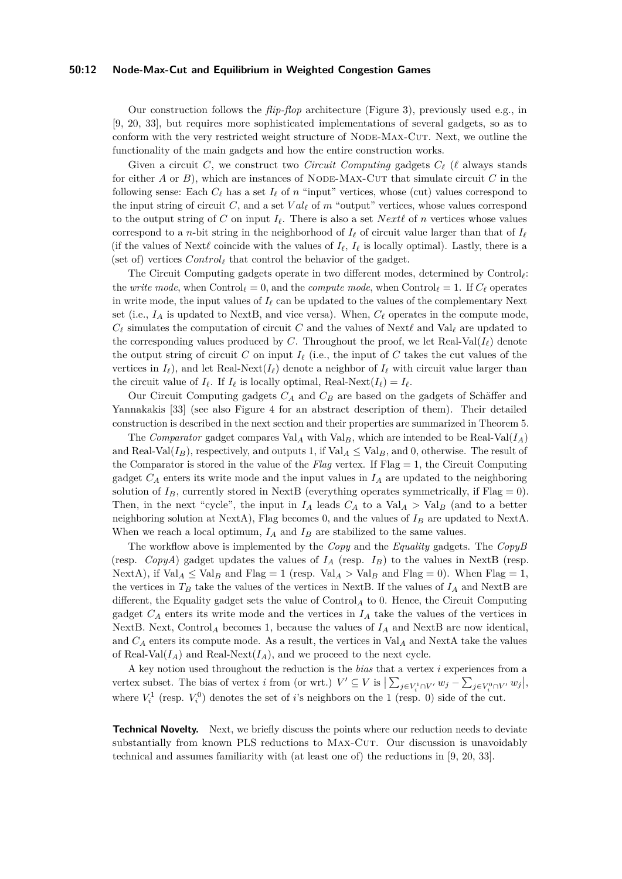Our construction follows the *flip-flop* architecture (Figure 3), previously used e.g., in [9, 20, 33], but requires more sophisticated implementations of several gadgets, so as to conform with the very restricted weight structure of Node-Max-Cut. Next, we outline the functionality of the main gadgets and how the entire construction works.

Given a circuit $C$, we construct two *Circuit Computing* gadgets $C_\ell$ ($\ell$ always stands for either $A$ or $B$), which are instances of Node-Max-Cut that simulate circuit $C$ in the following sense: Each $C_\ell$ has a set $I_\ell$ of $n$ "input" vertices, whose (cut) values correspond to the input string of circuit $C$, and a set $Val_\ell$ of $m$ "output" vertices, whose values correspond to the output string of $C$ on input $I_\ell$. There is also a set $Next\ell$ of $n$ vertices whose values correspond to a $n$-bit string in the neighborhood of $I_\ell$ of circuit value larger than that of $I_\ell$ (if the values of Next$\ell$ coincide with the values of $I_\ell$, $I_\ell$ is locally optimal). Lastly, there is a (set of) vertices $Control_\ell$ that control the behavior of the gadget.

The Circuit Computing gadgets operate in two different modes, determined by Control$_\ell$: the *write mode*, when Control$_\ell = 0$, and the *compute mode*, when Control$_\ell = 1$. If $C_\ell$ operates in write mode, the input values of $I_\ell$ can be updated to the values of the complementary Next set (i.e., $I_A$ is updated to NextB, and vice versa). When, $C_\ell$ operates in the compute mode, $C_\ell$ simulates the computation of circuit $C$ and the values of Next$\ell$ and Val$_\ell$ are updated to the corresponding values produced by $C$. Throughout the proof, we let Real-Val($I_\ell$) denote the output string of circuit $C$ on input $I_\ell$ (i.e., the input of $C$ takes the cut values of the vertices in $I_\ell$), and let Real-Next($I_\ell$) denote a neighbor of $I_\ell$ with circuit value larger than the circuit value of $I_\ell$. If $I_\ell$ is locally optimal, Real-Next($I_\ell$) = $I_\ell$.

Our Circuit Computing gadgets $C_A$ and $C_B$ are based on the gadgets of Schäffer and Yannakakis [33] (see also Figure 4 for an abstract description of them). Their detailed construction is described in the next section and their properties are summarized in Theorem 5.

The *Comparator* gadget compares Val$_A$ with Val$_B$, which are intended to be Real-Val($I_A$) and Real-Val($I_B$), respectively, and outputs 1, if Val$_A \leq$ Val$_B$, and 0, otherwise. The result of the Comparator is stored in the value of the *Flag* vertex. If Flag = 1, the Circuit Computing gadget $C_A$ enters its write mode and the input values in $I_A$ are updated to the neighboring solution of $I_B$, currently stored in NextB (everything operates symmetrically, if Flag = 0). Then, in the next "cycle", the input in $I_A$ leads $C_A$ to a Val$_A >$ Val$_B$ (and to a better neighboring solution at NextA), Flag becomes 0, and the values of $I_B$ are updated to NextA. When we reach a local optimum, $I_A$ and $I_B$ are stabilized to the same values.

The workflow above is implemented by the *Copy* and the *Equality* gadgets. The *CopyB* (resp. *CopyA*) gadget updates the values of $I_A$ (resp. $I_B$) to the values in NextB (resp. NextA), if Val$_A \leq$ Val$_B$ and Flag = 1 (resp. Val$_A >$ Val$_B$ and Flag = 0). When Flag = 1, the vertices in $T_B$ take the values of the vertices in NextB. If the values of $I_A$ and NextB are different, the Equality gadget sets the value of Control$_A$ to 0. Hence, the Circuit Computing gadget $C_A$ enters its write mode and the vertices in $I_A$ take the values of the vertices in NextB. Next, Control$_A$ becomes 1, because the values of $I_A$ and NextB are now identical, and $C_A$ enters its compute mode. As a result, the vertices in Val$_A$ and NextA take the values of Real-Val($I_A$) and Real-Next($I_A$), and we proceed to the next cycle.

A key notion used throughout the reduction is the *bias* that a vertex $i$ experiences from a vertex subset. The bias of vertex $i$ from (or wrt.) $V' \subseteq V$ is $\left|\sum_{j \in V_i^1 \cap V'} w_j - \sum_{j \in V_i^0 \cap V'} w_j\right|$, where $V_i^1$ (resp. $V_i^0$) denotes the set of $i$'s neighbors on the 1 (resp. 0) side of the cut.

**Technical Novelty.** Next, we briefly discuss the points where our reduction needs to deviate substantially from known PLS reductions to Max-Cut. Our discussion is unavoidably technical and assumes familiarity with (at least one of) the reductions in [9, 20, 33].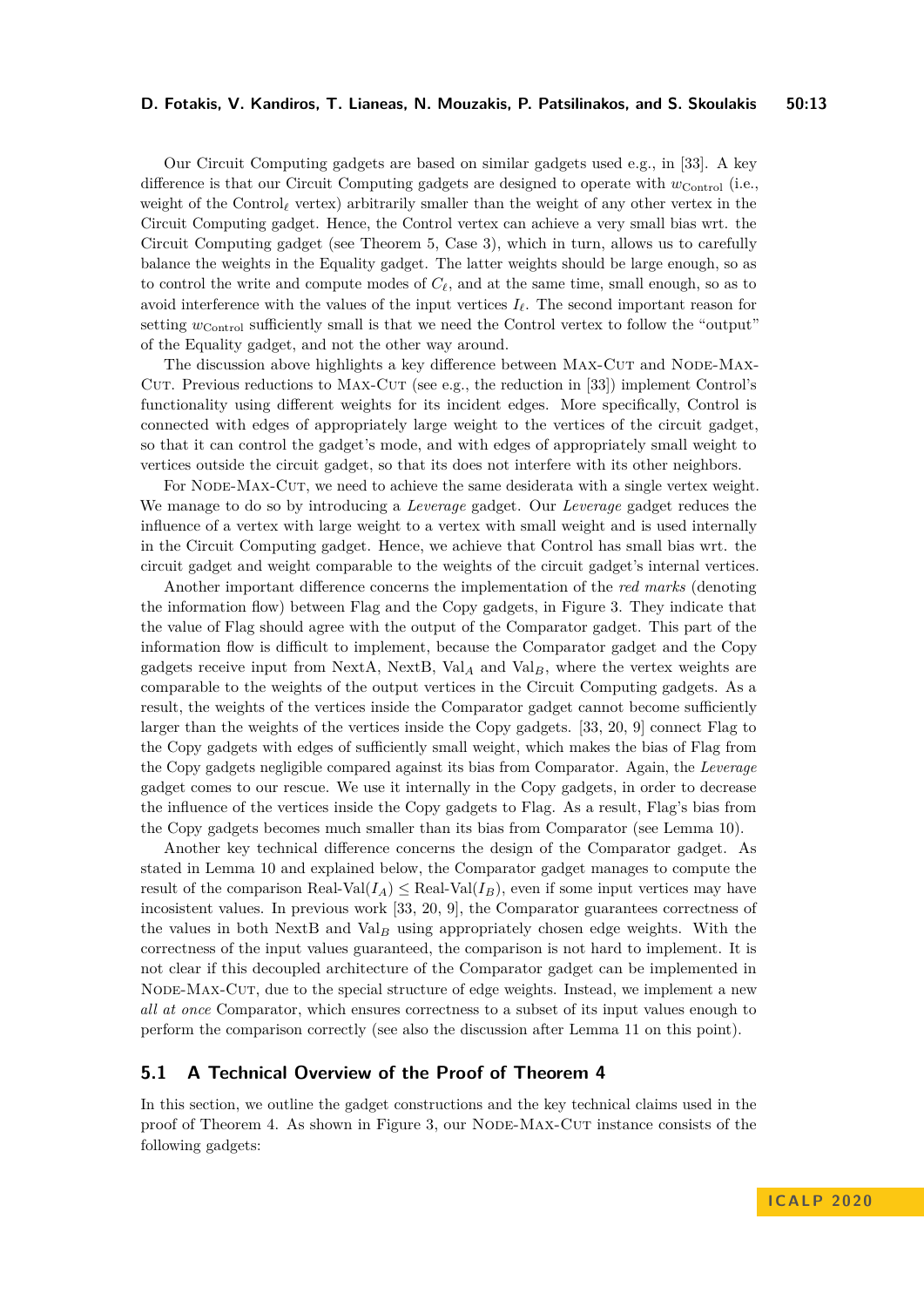Our Circuit Computing gadgets are based on similar gadgets used e.g., in [33]. A key difference is that our Circuit Computing gadgets are designed to operate with $w_{\text{Control}}$ (i.e., weight of the $\text{Control}_\ell$ vertex) arbitrarily smaller than the weight of any other vertex in the Circuit Computing gadget. Hence, the Control vertex can achieve a very small bias wrt. the Circuit Computing gadget (see Theorem 5, Case 3), which in turn, allows us to carefully balance the weights in the Equality gadget. The latter weights should be large enough, so as to control the write and compute modes of $C_\ell$, and at the same time, small enough, so as to avoid interference with the values of the input vertices $I_\ell$. The second important reason for setting $w_{\text{Control}}$ sufficiently small is that we need the Control vertex to follow the "output" of the Equality gadget, and not the other way around.

The discussion above highlights a key difference between Max-Cut and Node-Max-Cut. Previous reductions to Max-Cut (see e.g., the reduction in [33]) implement Control's functionality using different weights for its incident edges. More specifically, Control is connected with edges of appropriately large weight to the vertices of the circuit gadget, so that it can control the gadget's mode, and with edges of appropriately small weight to vertices outside the circuit gadget, so that its does not interfere with its other neighbors.

For Node-Max-Cut, we need to achieve the same desiderata with a single vertex weight. We manage to do so by introducing a *Leverage* gadget. Our *Leverage* gadget reduces the influence of a vertex with large weight to a vertex with small weight and is used internally in the Circuit Computing gadget. Hence, we achieve that Control has small bias wrt. the circuit gadget and weight comparable to the weights of the circuit gadget's internal vertices.

Another important difference concerns the implementation of the *red marks* (denoting the information flow) between Flag and the Copy gadgets, in Figure 3. They indicate that the value of Flag should agree with the output of the Comparator gadget. This part of the information flow is difficult to implement, because the Comparator gadget and the Copy gadgets receive input from NextA, NextB, $\text{Val}_A$ and $\text{Val}_B$, where the vertex weights are comparable to the weights of the output vertices in the Circuit Computing gadgets. As a result, the weights of the vertices inside the Comparator gadget cannot become sufficiently larger than the weights of the vertices inside the Copy gadgets. [33, 20, 9] connect Flag to the Copy gadgets with edges of sufficiently small weight, which makes the bias of Flag from the Copy gadgets negligible compared against its bias from Comparator. Again, the *Leverage* gadget comes to our rescue. We use it internally in the Copy gadgets, in order to decrease the influence of the vertices inside the Copy gadgets to Flag. As a result, Flag's bias from the Copy gadgets becomes much smaller than its bias from Comparator (see Lemma 10).

Another key technical difference concerns the design of the Comparator gadget. As stated in Lemma 10 and explained below, the Comparator gadget manages to compute the result of the comparison $\text{Real-Val}(I_A) \leq \text{Real-Val}(I_B)$, even if some input vertices may have incosistent values. In previous work [33, 20, 9], the Comparator guarantees correctness of the values in both NextB and $\text{Val}_B$ using appropriately chosen edge weights. With the correctness of the input values guaranteed, the comparison is not hard to implement. It is not clear if this decoupled architecture of the Comparator gadget can be implemented in Node-Max-Cut, due to the special structure of edge weights. Instead, we implement a new *all at once* Comparator, which ensures correctness to a subset of its input values enough to perform the comparison correctly (see also the discussion after Lemma 11 on this point).

## 5.1 A Technical Overview of the Proof of Theorem 4

In this section, we outline the gadget constructions and the key technical claims used in the proof of Theorem 4. As shown in Figure 3, our Node-Max-Cut instance consists of the following gadgets: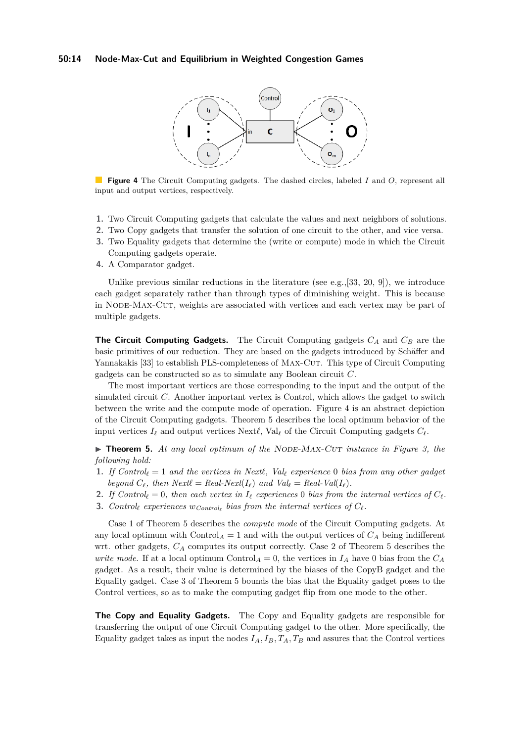**Figure 4** The Circuit Computing gadgets. The dashed circles, labeled $I$ and $O$, represent all input and output vertices, respectively.

1. Two Circuit Computing gadgets that calculate the values and next neighbors of solutions.
2. Two Copy gadgets that transfer the solution of one circuit to the other, and vice versa.
3. Two Equality gadgets that determine the (write or compute) mode in which the Circuit Computing gadgets operate.
4. A Comparator gadget.

Unlike previous similar reductions in the literature (see e.g.,[33, 20, 9]), we introduce each gadget separately rather than through types of diminishing weight. This is because in Node-Max-Cut, weights are associated with vertices and each vertex may be part of multiple gadgets.

**The Circuit Computing Gadgets.** The Circuit Computing gadgets $C_A$ and $C_B$ are the basic primitives of our reduction. They are based on the gadgets introduced by Schäffer and Yannakakis [33] to establish PLS-completeness of Max-Cut. This type of Circuit Computing gadgets can be constructed so as to simulate any Boolean circuit $C$.

The most important vertices are those corresponding to the input and the output of the simulated circuit $C$. Another important vertex is Control, which allows the gadget to switch between the write and the compute mode of operation. Figure 4 is an abstract depiction of the Circuit Computing gadgets. Theorem 5 describes the local optimum behavior of the input vertices $I_\ell$ and output vertices Next$\ell$, Val$_\ell$ of the Circuit Computing gadgets $C_\ell$.

▶ **Theorem 5.** *At any local optimum of the Node-Max-Cut instance in Figure 3, the following hold:*

1. *If Control$_\ell = 1$ and the vertices in Next$\ell$, Val$_\ell$ experience 0 bias from any other gadget beyond $C_\ell$, then Next$\ell$ = Real-Next($I_\ell$) and Val$_\ell$ = Real-Val($I_\ell$).*
2. *If Control$_\ell = 0$, then each vertex in $I_\ell$ experiences 0 bias from the internal vertices of $C_\ell$.*
3. *Control$_\ell$ experiences $w_{Control_\ell}$ bias from the internal vertices of $C_\ell$.*

Case 1 of Theorem 5 describes the *compute mode* of the Circuit Computing gadgets. At any local optimum with Control$_A = 1$ and with the output vertices of $C_A$ being indifferent wrt. other gadgets, $C_A$ computes its output correctly. Case 2 of Theorem 5 describes the *write mode*. If at a local optimum Control$_A = 0$, the vertices in $I_A$ have 0 bias from the $C_A$ gadget. As a result, their value is determined by the biases of the CopyB gadget and the Equality gadget. Case 3 of Theorem 5 bounds the bias that the Equality gadget poses to the Control vertices, so as to make the computing gadget flip from one mode to the other.

**The Copy and Equality Gadgets.** The Copy and Equality gadgets are responsible for transferring the output of one Circuit Computing gadget to the other. More specifically, the Equality gadget takes as input the nodes $I_A, I_B, T_A, T_B$ and assures that the Control vertices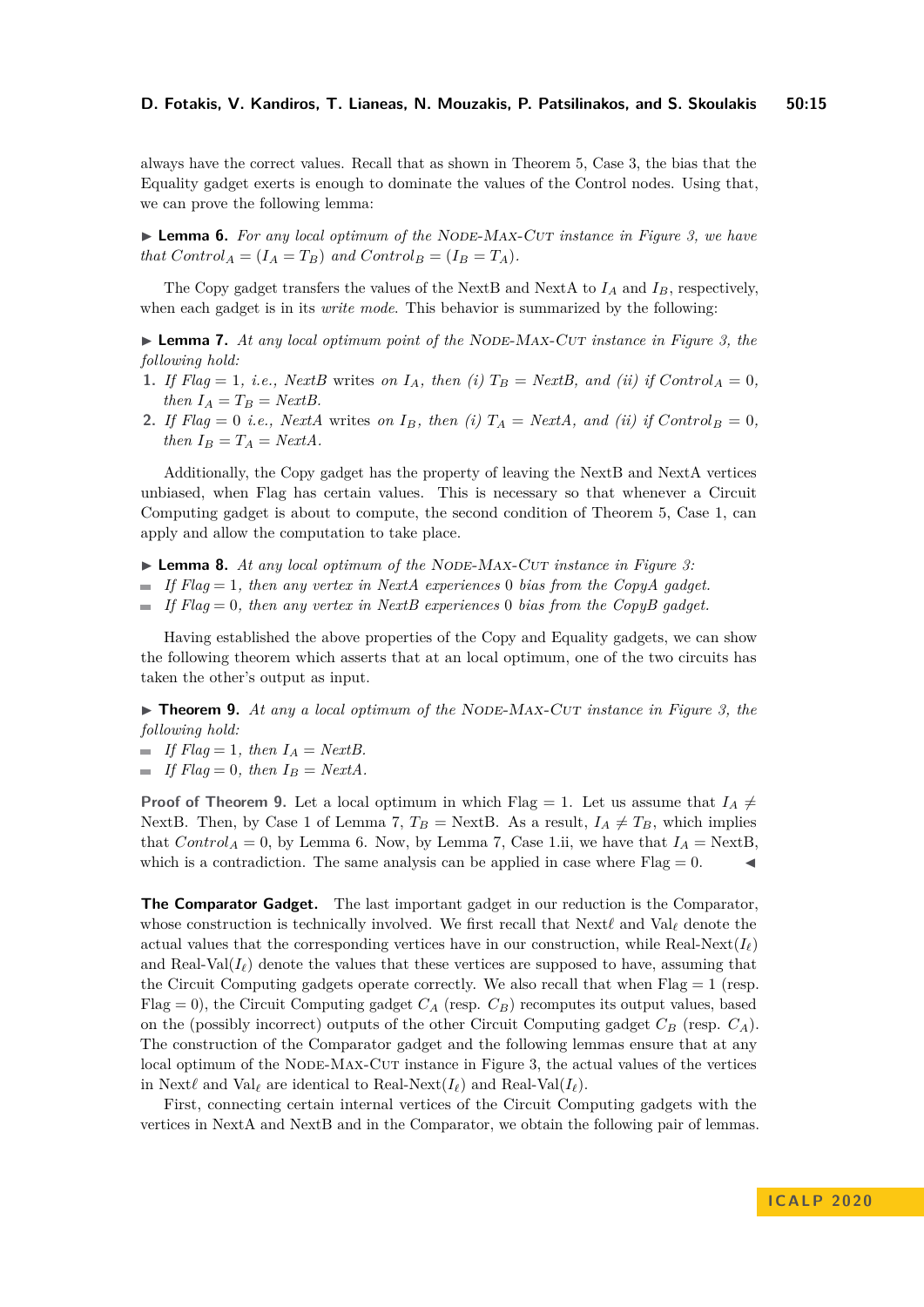always have the correct values. Recall that as shown in Theorem 5, Case 3, the bias that the Equality gadget exerts is enough to dominate the values of the Control nodes. Using that, we can prove the following lemma:

▶ **Lemma 6.** *For any local optimum of the* Node-Max-Cut *instance in Figure 3, we have that* $Control_A = (I_A = T_B)$ *and* $Control_B = (I_B = T_A)$.

The Copy gadget transfers the values of the NextB and NextA to $I_A$ and $I_B$, respectively, when each gadget is in its *write mode*. This behavior is summarized by the following:

▶ **Lemma 7.** *At any local optimum point of the* Node-Max-Cut *instance in Figure 3, the following hold:*

1. *If* $Flag = 1$, *i.e., NextB* writes *on* $I_A$, *then (i)* $T_B =$ *NextB, and (ii) if* $Control_A = 0$, *then* $I_A = T_B =$ *NextB.*
2. *If* $Flag = 0$ *i.e., NextA* writes *on* $I_B$, *then (i)* $T_A =$ *NextA, and (ii) if* $Control_B = 0$, *then* $I_B = T_A =$ *NextA.*

Additionally, the Copy gadget has the property of leaving the NextB and NextA vertices unbiased, when Flag has certain values. This is necessary so that whenever a Circuit Computing gadget is about to compute, the second condition of Theorem 5, Case 1, can apply and allow the computation to take place.

▶ **Lemma 8.** *At any local optimum of the* Node-Max-Cut *instance in Figure 3:*

- *If* $Flag = 1$, *then any vertex in NextA experiences* 0 *bias from the CopyA gadget.*
- *If* $Flag = 0$, *then any vertex in NextB experiences* 0 *bias from the CopyB gadget.*

Having established the above properties of the Copy and Equality gadgets, we can show the following theorem which asserts that at an local optimum, one of the two circuits has taken the other's output as input.

▶ **Theorem 9.** *At any a local optimum of the* Node-Max-Cut *instance in Figure 3, the following hold:*

- *If* $Flag = 1$, *then* $I_A =$ *NextB.*
- *If* $Flag = 0$, *then* $I_B =$ *NextA.*

**Proof of Theorem 9.** Let a local optimum in which Flag $= 1$. Let us assume that $I_A \neq$ NextB. Then, by Case 1 of Lemma 7, $T_B =$ NextB. As a result, $I_A \neq T_B$, which implies that $Control_A = 0$, by Lemma 6. Now, by Lemma 7, Case 1.ii, we have that $I_A =$ NextB, which is a contradiction. The same analysis can be applied in case where Flag $= 0$. ◀

**The Comparator Gadget.** The last important gadget in our reduction is the Comparator, whose construction is technically involved. We first recall that Next$\ell$ and Val$_\ell$ denote the actual values that the corresponding vertices have in our construction, while Real-Next($I_\ell$) and Real-Val($I_\ell$) denote the values that these vertices are supposed to have, assuming that the Circuit Computing gadgets operate correctly. We also recall that when Flag $= 1$ (resp. Flag $= 0$), the Circuit Computing gadget $C_A$ (resp. $C_B$) recomputes its output values, based on the (possibly incorrect) outputs of the other Circuit Computing gadget $C_B$ (resp. $C_A$). The construction of the Comparator gadget and the following lemmas ensure that at any local optimum of the Node-Max-Cut instance in Figure 3, the actual values of the vertices in Next$\ell$ and Val$_\ell$ are identical to Real-Next($I_\ell$) and Real-Val($I_\ell$).

First, connecting certain internal vertices of the Circuit Computing gadgets with the vertices in NextA and NextB and in the Comparator, we obtain the following pair of lemmas.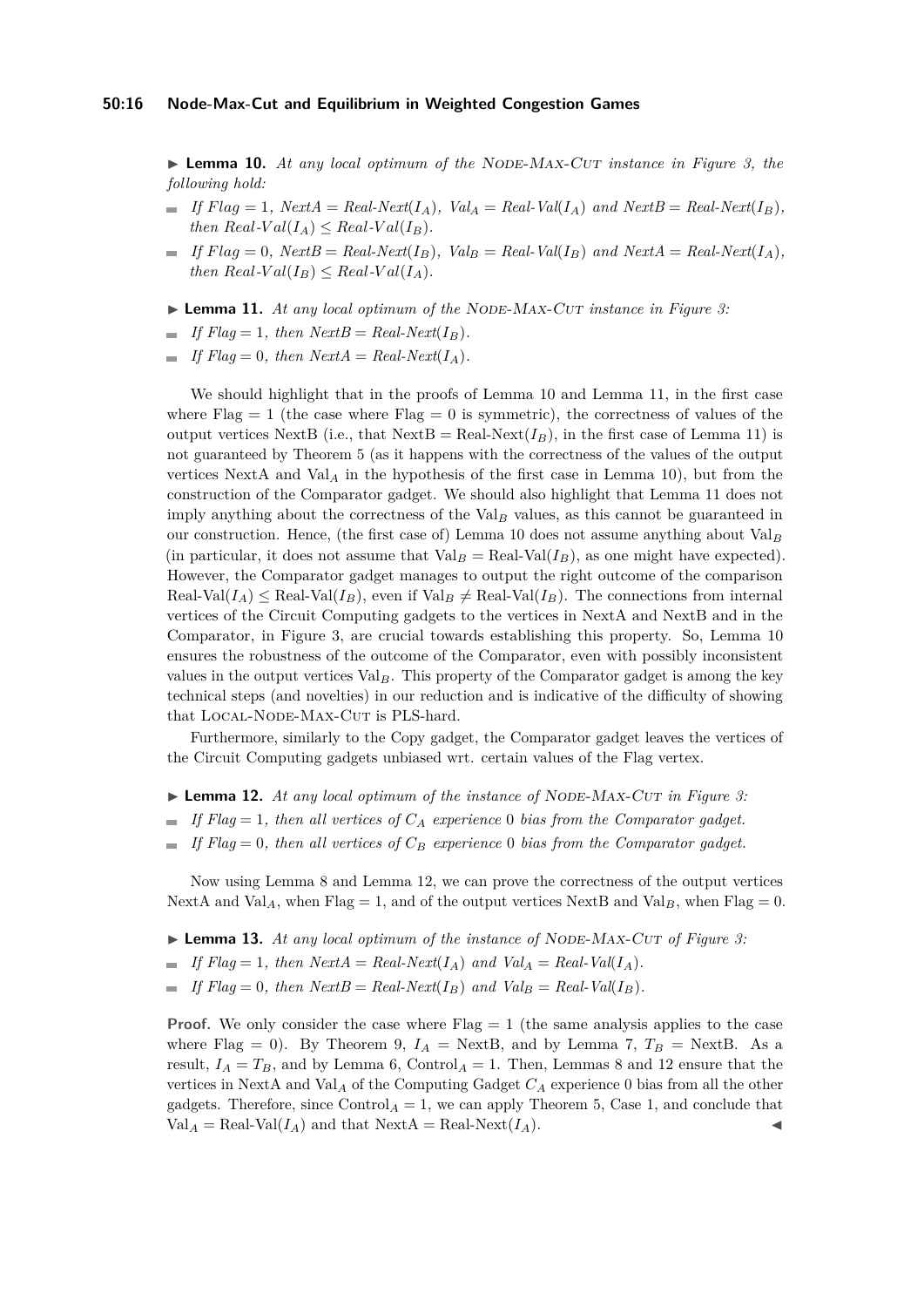▶ **Lemma 10.** *At any local optimum of the* Node-Max-Cut *instance in Figure 3, the following hold:*

- *If Flag* $= 1$*, NextA* $=$ *Real-Next*$(I_A)$*,* $Val_A =$ *Real-Val*$(I_A)$ *and NextB* $=$ *Real-Next*$(I_B)$*, then Real-*$Val(I_A) \leq$ *Real-*$Val(I_B)$*.*
- *If Flag* $= 0$*, NextB* $=$ *Real-Next*$(I_B)$*,* $Val_B =$ *Real-Val*$(I_B)$ *and NextA* $=$ *Real-Next*$(I_A)$*, then Real-*$Val(I_B) \leq$ *Real-*$Val(I_A)$*.*

▶ **Lemma 11.** *At any local optimum of the* Node-Max-Cut *instance in Figure 3:*

- *If Flag* $= 1$*, then NextB* $=$ *Real-Next*$(I_B)$*.*
- *If Flag* $= 0$*, then NextA* $=$ *Real-Next*$(I_A)$*.*

We should highlight that in the proofs of Lemma 10 and Lemma 11, in the first case where Flag $= 1$ (the case where Flag $= 0$ is symmetric), the correctness of values of the output vertices NextB (i.e., that NextB $=$ Real-Next$(I_B)$, in the first case of Lemma 11) is not guaranteed by Theorem 5 (as it happens with the correctness of the values of the output vertices NextA and $\mathrm{Val}_A$ in the hypothesis of the first case in Lemma 10), but from the construction of the Comparator gadget. We should also highlight that Lemma 11 does not imply anything about the correctness of the $\mathrm{Val}_B$ values, as this cannot be guaranteed in our construction. Hence, (the first case of) Lemma 10 does not assume anything about $\mathrm{Val}_B$ (in particular, it does not assume that $\mathrm{Val}_B =$ Real-Val$(I_B)$, as one might have expected). However, the Comparator gadget manages to output the right outcome of the comparison Real-Val$(I_A) \leq$ Real-Val$(I_B)$, even if $\mathrm{Val}_B \neq$ Real-Val$(I_B)$. The connections from internal vertices of the Circuit Computing gadgets to the vertices in NextA and NextB and in the Comparator, in Figure 3, are crucial towards establishing this property. So, Lemma 10 ensures the robustness of the outcome of the Comparator, even with possibly inconsistent values in the output vertices $\mathrm{Val}_B$. This property of the Comparator gadget is among the key technical steps (and novelties) in our reduction and is indicative of the difficulty of showing that Local-Node-Max-Cut is PLS-hard.

Furthermore, similarly to the Copy gadget, the Comparator gadget leaves the vertices of the Circuit Computing gadgets unbiased wrt. certain values of the Flag vertex.

▶ **Lemma 12.** *At any local optimum of the instance of* Node-Max-Cut *in Figure 3:*

- *If Flag* $= 1$*, then all vertices of* $C_A$ *experience* $0$ *bias from the Comparator gadget.*
- *If Flag* $= 0$*, then all vertices of* $C_B$ *experience* $0$ *bias from the Comparator gadget.*

Now using Lemma 8 and Lemma 12, we can prove the correctness of the output vertices NextA and $\mathrm{Val}_A$, when Flag $= 1$, and of the output vertices NextB and $\mathrm{Val}_B$, when Flag $= 0$.

▶ **Lemma 13.** *At any local optimum of the instance of* Node-Max-Cut *of Figure 3:*

- *If Flag* $= 1$*, then NextA* $=$ *Real-Next*$(I_A)$ *and* $Val_A =$ *Real-Val*$(I_A)$*.*
- *If Flag* $= 0$*, then NextB* $=$ *Real-Next*$(I_B)$ *and* $Val_B =$ *Real-Val*$(I_B)$*.*

**Proof.** We only consider the case where Flag $= 1$ (the same analysis applies to the case where Flag $= 0$). By Theorem 9, $I_A =$ NextB, and by Lemma 7, $T_B =$ NextB. As a result, $I_A = T_B$, and by Lemma 6, $\mathrm{Control}_A = 1$. Then, Lemmas 8 and 12 ensure that the vertices in NextA and $\mathrm{Val}_A$ of the Computing Gadget $C_A$ experience 0 bias from all the other gadgets. Therefore, since $\mathrm{Control}_A = 1$, we can apply Theorem 5, Case 1, and conclude that $\mathrm{Val}_A =$ Real-Val$(I_A)$ and that NextA $=$ Real-Next$(I_A)$. ◀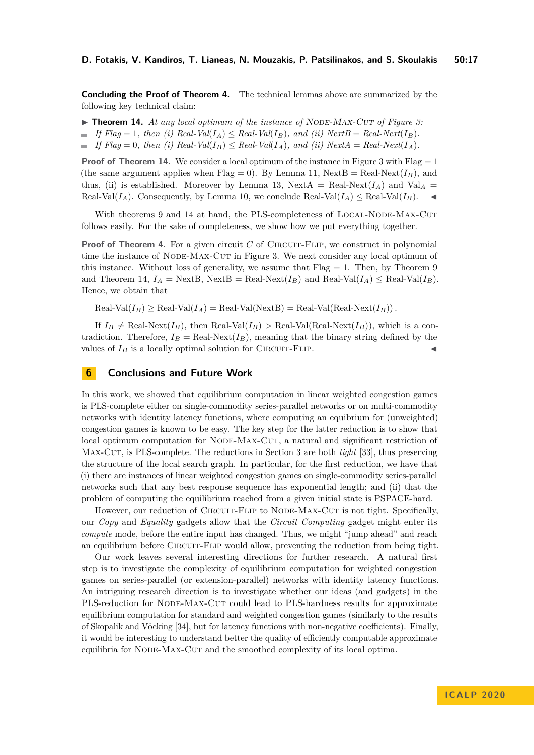**Concluding the Proof of Theorem 4.** The technical lemmas above are summarized by the following key technical claim:

▶ **Theorem 14.** *At any local optimum of the instance of* NODE-MAX-CUT *of Figure 3:*

- *If Flag* $= 1$*, then (i) Real-Val*$(I_A) \leq$ *Real-Val*$(I_B)$*, and (ii) NextB* $=$ *Real-Next*$(I_B)$*.*
- *If Flag* $= 0$*, then (i) Real-Val*$(I_B) \leq$ *Real-Val*$(I_A)$*, and (ii) NextA* $=$ *Real-Next*$(I_A)$*.*

**Proof of Theorem 14.** We consider a local optimum of the instance in Figure 3 with Flag $= 1$ (the same argument applies when Flag $= 0$). By Lemma 11, NextB $=$ Real-Next$(I_B)$, and thus, (ii) is established. Moreover by Lemma 13, NextA $=$ Real-Next$(I_A)$ and Val$_A$ $=$ Real-Val$(I_A)$. Consequently, by Lemma 10, we conclude Real-Val$(I_A) \leq$ Real-Val$(I_B)$. ◀

With theorems 9 and 14 at hand, the PLS-completeness of LOCAL-NODE-MAX-CUT follows easily. For the sake of completeness, we show how we put everything together.

**Proof of Theorem 4.** For a given circuit $C$ of CIRCUIT-FLIP, we construct in polynomial time the instance of NODE-MAX-CUT in Figure 3. We next consider any local optimum of this instance. Without loss of generality, we assume that Flag $= 1$. Then, by Theorem 9 and Theorem 14, $I_A =$ NextB, NextB $=$ Real-Next$(I_B)$ and Real-Val$(I_A) \leq$ Real-Val$(I_B)$. Hence, we obtain that

$$\text{Real-Val}(I_B) \geq \text{Real-Val}(I_A) = \text{Real-Val}(\text{NextB}) = \text{Real-Val}(\text{Real-Next}(I_B))\,.$$

If $I_B \neq$ Real-Next$(I_B)$, then Real-Val$(I_B) >$ Real-Val(Real-Next$(I_B)$), which is a contradiction. Therefore, $I_B =$ Real-Next$(I_B)$, meaning that the binary string defined by the values of $I_B$ is a locally optimal solution for CIRCUIT-FLIP. ◀

## 6 Conclusions and Future Work

In this work, we showed that equilibrium computation in linear weighted congestion games is PLS-complete either on single-commodity series-parallel networks or on multi-commodity networks with identity latency functions, where computing an equibrium for (unweighted) congestion games is known to be easy. The key step for the latter reduction is to show that local optimum computation for NODE-MAX-CUT, a natural and significant restriction of MAX-CUT, is PLS-complete. The reductions in Section 3 are both *tight* [33], thus preserving the structure of the local search graph. In particular, for the first reduction, we have that (i) there are instances of linear weighted congestion games on single-commodity series-parallel networks such that any best response sequence has exponential length; and (ii) that the problem of computing the equilibrium reached from a given initial state is PSPACE-hard.

However, our reduction of CIRCUIT-FLIP to NODE-MAX-CUT is not tight. Specifically, our *Copy* and *Equality* gadgets allow that the *Circuit Computing* gadget might enter its *compute* mode, before the entire input has changed. Thus, we might "jump ahead" and reach an equilibrium before CIRCUIT-FLIP would allow, preventing the reduction from being tight.

Our work leaves several interesting directions for further research. A natural first step is to investigate the complexity of equilibrium computation for weighted congestion games on series-parallel (or extension-parallel) networks with identity latency functions. An intriguing research direction is to investigate whether our ideas (and gadgets) in the PLS-reduction for NODE-MAX-CUT could lead to PLS-hardness results for approximate equilibrium computation for standard and weighted congestion games (similarly to the results of Skopalik and Vöcking [34], but for latency functions with non-negative coefficients). Finally, it would be interesting to understand better the quality of efficiently computable approximate equilibria for NODE-MAX-CUT and the smoothed complexity of its local optima.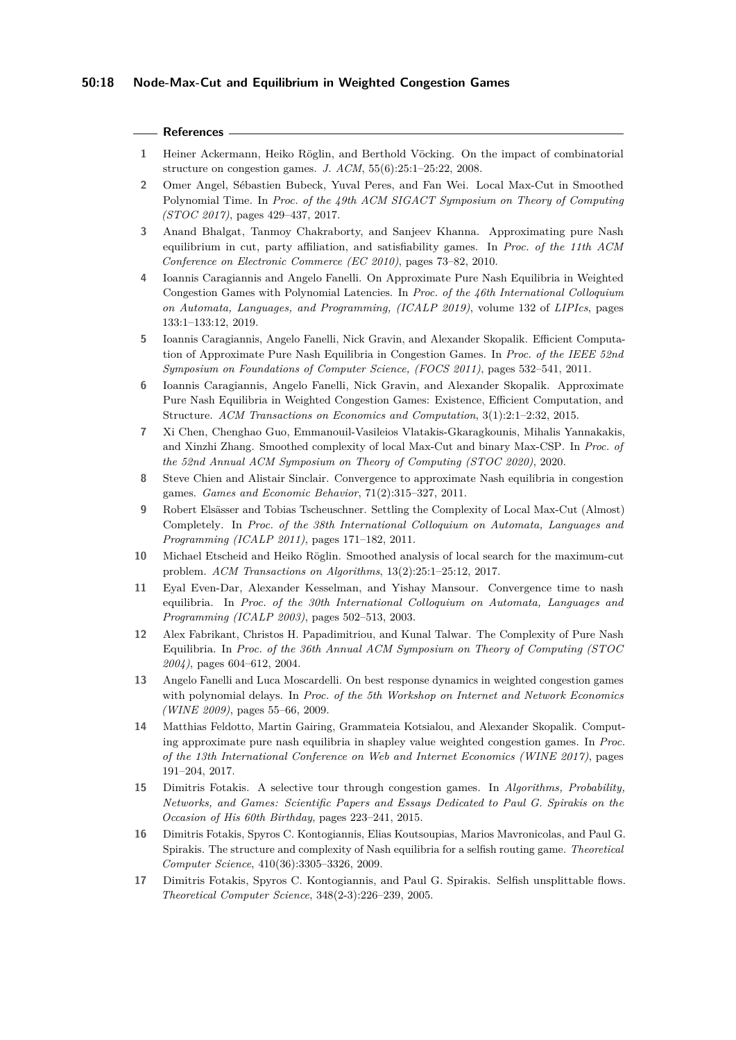## References

1. Heiner Ackermann, Heiko Röglin, and Berthold Vöcking. On the impact of combinatorial structure on congestion games. *J. ACM*, 55(6):25:1–25:22, 2008.
2. Omer Angel, Sébastien Bubeck, Yuval Peres, and Fan Wei. Local Max-Cut in Smoothed Polynomial Time. In *Proc. of the 49th ACM SIGACT Symposium on Theory of Computing (STOC 2017)*, pages 429–437, 2017.
3. Anand Bhalgat, Tanmoy Chakraborty, and Sanjeev Khanna. Approximating pure Nash equilibrium in cut, party affiliation, and satisfiability games. In *Proc. of the 11th ACM Conference on Electronic Commerce (EC 2010)*, pages 73–82, 2010.
4. Ioannis Caragiannis and Angelo Fanelli. On Approximate Pure Nash Equilibria in Weighted Congestion Games with Polynomial Latencies. In *Proc. of the 46th International Colloquium on Automata, Languages, and Programming, (ICALP 2019)*, volume 132 of *LIPIcs*, pages 133:1–133:12, 2019.
5. Ioannis Caragiannis, Angelo Fanelli, Nick Gravin, and Alexander Skopalik. Efficient Computation of Approximate Pure Nash Equilibria in Congestion Games. In *Proc. of the IEEE 52nd Symposium on Foundations of Computer Science, (FOCS 2011)*, pages 532–541, 2011.
6. Ioannis Caragiannis, Angelo Fanelli, Nick Gravin, and Alexander Skopalik. Approximate Pure Nash Equilibria in Weighted Congestion Games: Existence, Efficient Computation, and Structure. *ACM Transactions on Economics and Computation*, 3(1):2:1–2:32, 2015.
7. Xi Chen, Chenghao Guo, Emmanouil-Vasileios Vlatakis-Gkaragkounis, Mihalis Yannakakis, and Xinzhi Zhang. Smoothed complexity of local Max-Cut and binary Max-CSP. In *Proc. of the 52nd Annual ACM Symposium on Theory of Computing (STOC 2020)*, 2020.
8. Steve Chien and Alistair Sinclair. Convergence to approximate Nash equilibria in congestion games. *Games and Economic Behavior*, 71(2):315–327, 2011.
9. Robert Elsässer and Tobias Tscheuschner. Settling the Complexity of Local Max-Cut (Almost) Completely. In *Proc. of the 38th International Colloquium on Automata, Languages and Programming (ICALP 2011)*, pages 171–182, 2011.
10. Michael Etscheid and Heiko Röglin. Smoothed analysis of local search for the maximum-cut problem. *ACM Transactions on Algorithms*, 13(2):25:1–25:12, 2017.
11. Eyal Even-Dar, Alexander Kesselman, and Yishay Mansour. Convergence time to nash equilibria. In *Proc. of the 30th International Colloquium on Automata, Languages and Programming (ICALP 2003)*, pages 502–513, 2003.
12. Alex Fabrikant, Christos H. Papadimitriou, and Kunal Talwar. The Complexity of Pure Nash Equilibria. In *Proc. of the 36th Annual ACM Symposium on Theory of Computing (STOC 2004)*, pages 604–612, 2004.
13. Angelo Fanelli and Luca Moscardelli. On best response dynamics in weighted congestion games with polynomial delays. In *Proc. of the 5th Workshop on Internet and Network Economics (WINE 2009)*, pages 55–66, 2009.
14. Matthias Feldotto, Martin Gairing, Grammateia Kotsialou, and Alexander Skopalik. Computing approximate pure nash equilibria in shapley value weighted congestion games. In *Proc. of the 13th International Conference on Web and Internet Economics (WINE 2017)*, pages 191–204, 2017.
15. Dimitris Fotakis. A selective tour through congestion games. In *Algorithms, Probability, Networks, and Games: Scientific Papers and Essays Dedicated to Paul G. Spirakis on the Occasion of His 60th Birthday*, pages 223–241, 2015.
16. Dimitris Fotakis, Spyros C. Kontogiannis, Elias Koutsoupias, Marios Mavronicolas, and Paul G. Spirakis. The structure and complexity of Nash equilibria for a selfish routing game. *Theoretical Computer Science*, 410(36):3305–3326, 2009.
17. Dimitris Fotakis, Spyros C. Kontogiannis, and Paul G. Spirakis. Selfish unsplittable flows. *Theoretical Computer Science*, 348(2-3):226–239, 2005.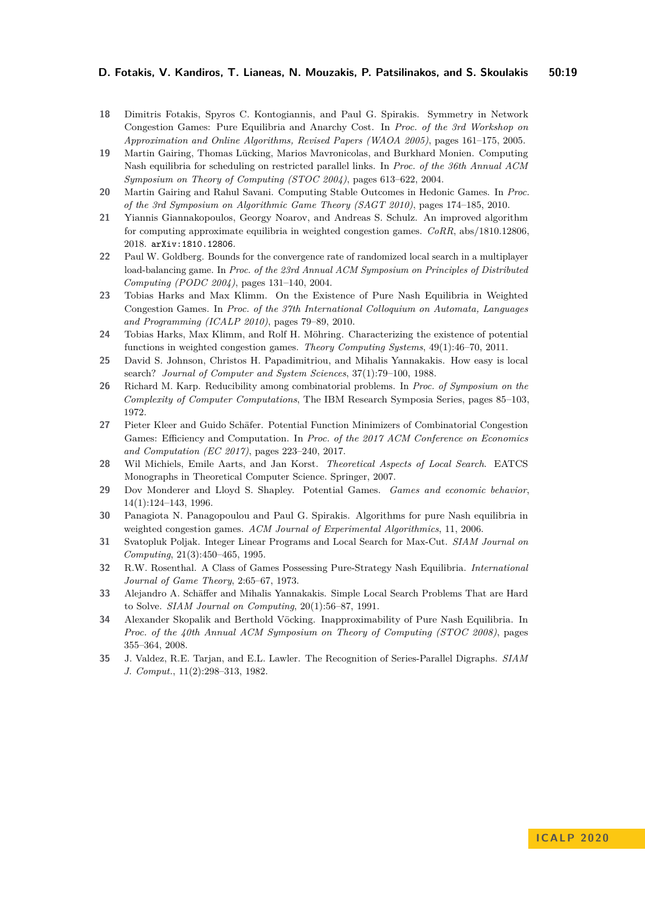18 Dimitris Fotakis, Spyros C. Kontogiannis, and Paul G. Spirakis. Symmetry in Network Congestion Games: Pure Equilibria and Anarchy Cost. In *Proc. of the 3rd Workshop on Approximation and Online Algorithms, Revised Papers (WAOA 2005)*, pages 161–175, 2005.

19 Martin Gairing, Thomas Lücking, Marios Mavronicolas, and Burkhard Monien. Computing Nash equilibria for scheduling on restricted parallel links. In *Proc. of the 36th Annual ACM Symposium on Theory of Computing (STOC 2004)*, pages 613–622, 2004.

20 Martin Gairing and Rahul Savani. Computing Stable Outcomes in Hedonic Games. In *Proc. of the 3rd Symposium on Algorithmic Game Theory (SAGT 2010)*, pages 174–185, 2010.

21 Yiannis Giannakopoulos, Georgy Noarov, and Andreas S. Schulz. An improved algorithm for computing approximate equilibria in weighted congestion games. *CoRR*, abs/1810.12806, 2018. `arXiv:1810.12806`.

22 Paul W. Goldberg. Bounds for the convergence rate of randomized local search in a multiplayer load-balancing game. In *Proc. of the 23rd Annual ACM Symposium on Principles of Distributed Computing (PODC 2004)*, pages 131–140, 2004.

23 Tobias Harks and Max Klimm. On the Existence of Pure Nash Equilibria in Weighted Congestion Games. In *Proc. of the 37th International Colloquium on Automata, Languages and Programming (ICALP 2010)*, pages 79–89, 2010.

24 Tobias Harks, Max Klimm, and Rolf H. Möhring. Characterizing the existence of potential functions in weighted congestion games. *Theory Computing Systems*, 49(1):46–70, 2011.

25 David S. Johnson, Christos H. Papadimitriou, and Mihalis Yannakakis. How easy is local search? *Journal of Computer and System Sciences*, 37(1):79–100, 1988.

26 Richard M. Karp. Reducibility among combinatorial problems. In *Proc. of Symposium on the Complexity of Computer Computations*, The IBM Research Symposia Series, pages 85–103, 1972.

27 Pieter Kleer and Guido Schäfer. Potential Function Minimizers of Combinatorial Congestion Games: Efficiency and Computation. In *Proc. of the 2017 ACM Conference on Economics and Computation (EC 2017)*, pages 223–240, 2017.

28 Wil Michiels, Emile Aarts, and Jan Korst. *Theoretical Aspects of Local Search*. EATCS Monographs in Theoretical Computer Science. Springer, 2007.

29 Dov Monderer and Lloyd S. Shapley. Potential Games. *Games and economic behavior*, 14(1):124–143, 1996.

30 Panagiota N. Panagopoulou and Paul G. Spirakis. Algorithms for pure Nash equilibria in weighted congestion games. *ACM Journal of Experimental Algorithmics*, 11, 2006.

31 Svatopluk Poljak. Integer Linear Programs and Local Search for Max-Cut. *SIAM Journal on Computing*, 21(3):450–465, 1995.

32 R.W. Rosenthal. A Class of Games Possessing Pure-Strategy Nash Equilibria. *International Journal of Game Theory*, 2:65–67, 1973.

33 Alejandro A. Schäffer and Mihalis Yannakakis. Simple Local Search Problems That are Hard to Solve. *SIAM Journal on Computing*, 20(1):56–87, 1991.

34 Alexander Skopalik and Berthold Vöcking. Inapproximability of Pure Nash Equilibria. In *Proc. of the 40th Annual ACM Symposium on Theory of Computing (STOC 2008)*, pages 355–364, 2008.

35 J. Valdez, R.E. Tarjan, and E.L. Lawler. The Recognition of Series-Parallel Digraphs. *SIAM J. Comput.*, 11(2):298–313, 1982.